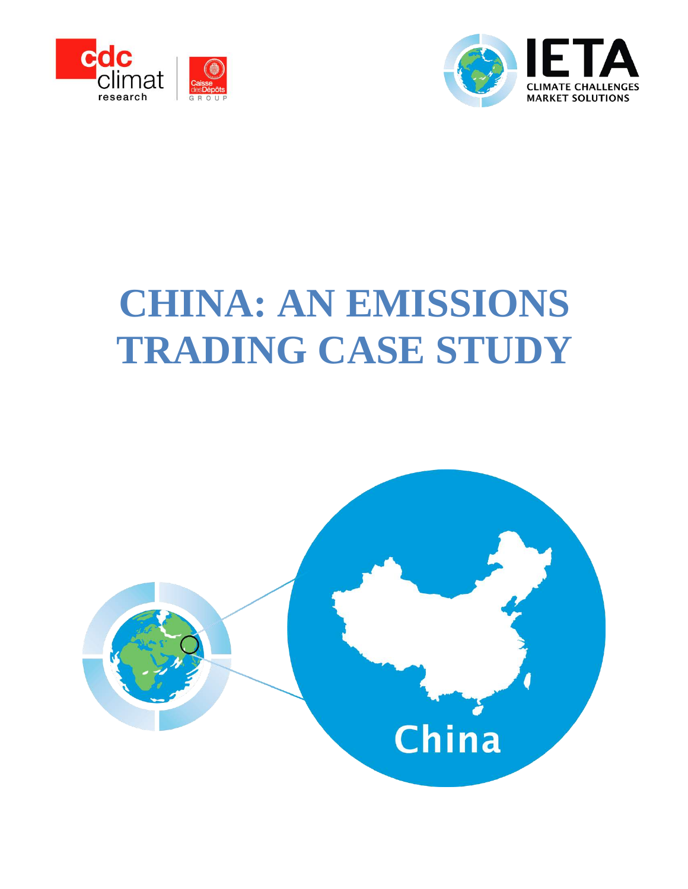# CHINA: AN EMISSIONS TRADING CASE STUDY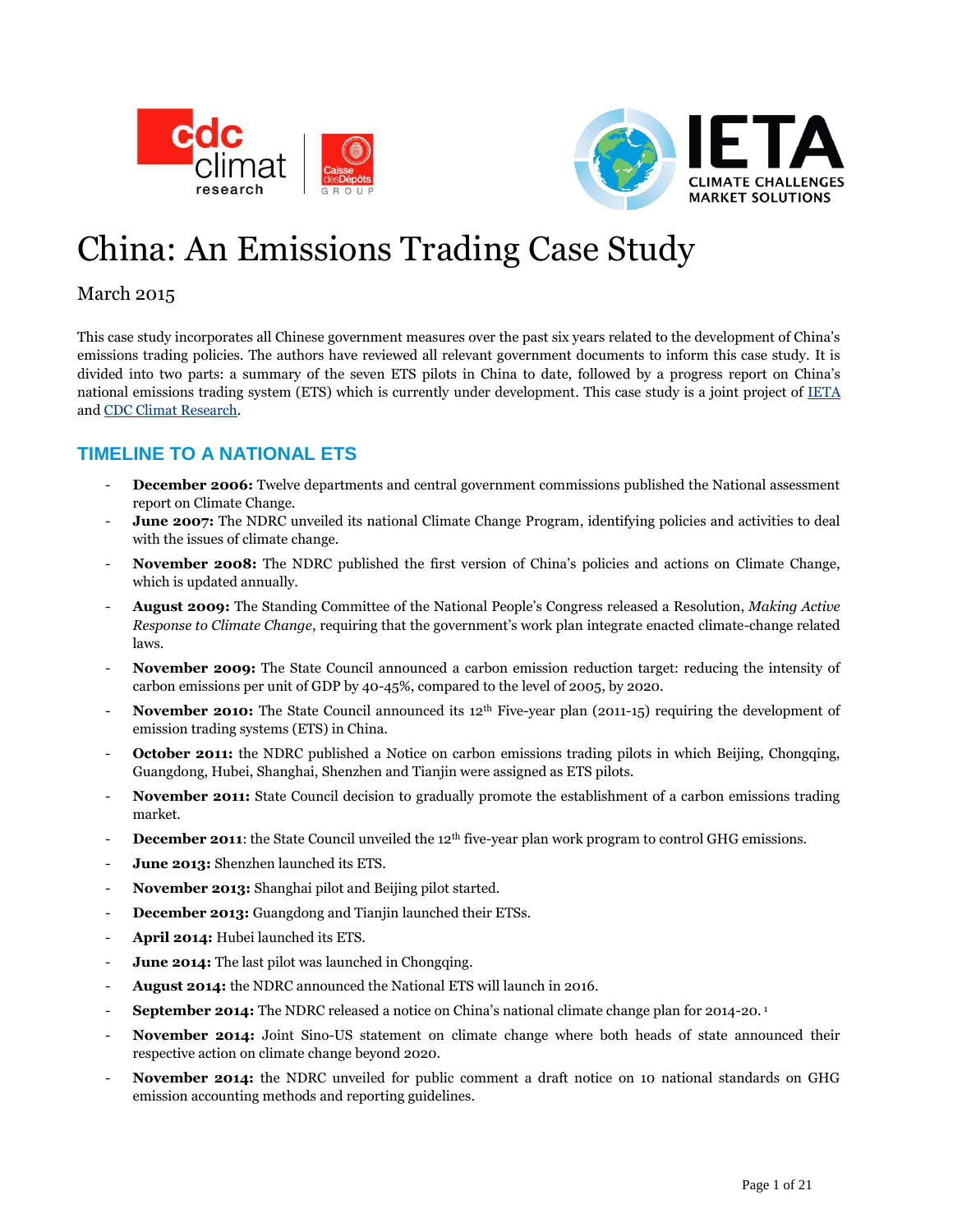# China: An Emissions Trading Case Study

March 2015

This case study incorporates all Chinese government measures over the past six years related to the development of China's emissions trading policies. The authors have reviewed all relevant government documents to inform this case study. It is divided into two parts: a summary of the seven ETS pilots in China to date, followed by a progress report on China's national emissions trading system (ETS) which is currently under development. This case study is a joint project of IETA and CDC Climat Research.

## TIMELINE TO A NATIONAL ETS

- **December 2006:** Twelve departments and central government commissions published the National assessment report on Climate Change.
- **June 2007:** The NDRC unveiled its national Climate Change Program, identifying policies and activities to deal with the issues of climate change.
- **November 2008:** The NDRC published the first version of China's policies and actions on Climate Change, which is updated annually.
- **August 2009:** The Standing Committee of the National People's Congress released a Resolution, *Making Active Response to Climate Change*, requiring that the government's work plan integrate enacted climate-change related laws.
- **November 2009:** The State Council announced a carbon emission reduction target: reducing the intensity of carbon emissions per unit of GDP by 40-45%, compared to the level of 2005, by 2020.
- **November 2010:** The State Council announced its 12th Five-year plan (2011-15) requiring the development of emission trading systems (ETS) in China.
- **October 2011:** the NDRC published a Notice on carbon emissions trading pilots in which Beijing, Chongqing, Guangdong, Hubei, Shanghai, Shenzhen and Tianjin were assigned as ETS pilots.
- **November 2011:** State Council decision to gradually promote the establishment of a carbon emissions trading market.
- **December 2011**: the State Council unveiled the 12th five-year plan work program to control GHG emissions.
- **June 2013:** Shenzhen launched its ETS.
- **November 2013:** Shanghai pilot and Beijing pilot started.
- **December 2013:** Guangdong and Tianjin launched their ETSs.
- **April 2014:** Hubei launched its ETS.
- **June 2014:** The last pilot was launched in Chongqing.
- **August 2014:** the NDRC announced the National ETS will launch in 2016.
- **September 2014:** The NDRC released a notice on China's national climate change plan for 2014-20. [1]
- **November 2014:** Joint Sino-US statement on climate change where both heads of state announced their respective action on climate change beyond 2020.
- **November 2014:** the NDRC unveiled for public comment a draft notice on 10 national standards on GHG emission accounting methods and reporting guidelines.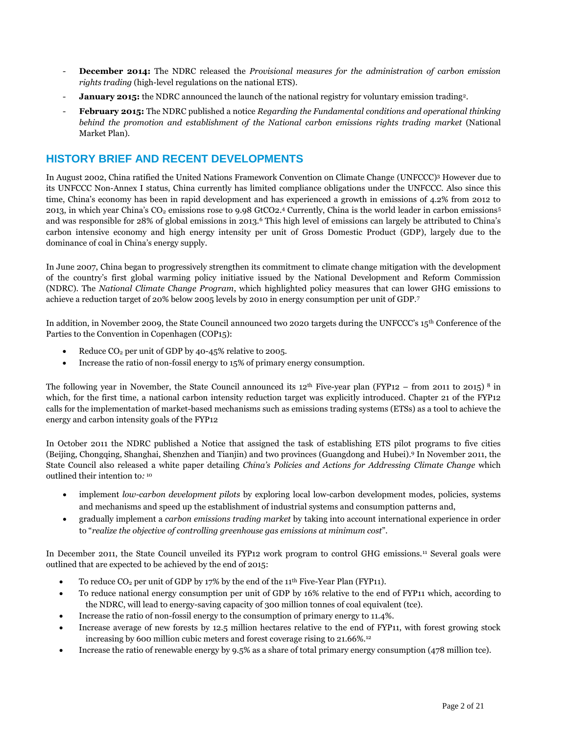- **December 2014:** The NDRC released the *Provisional measures for the administration of carbon emission rights trading* (high-level regulations on the national ETS).
- **January 2015:** the NDRC announced the launch of the national registry for voluntary emission trading[2].
- **February 2015:** The NDRC published a notice *Regarding the Fundamental conditions and operational thinking behind the promotion and establishment of the National carbon emissions rights trading market* (National Market Plan).

## HISTORY BRIEF AND RECENT DEVELOPMENTS

In August 2002, China ratified the United Nations Framework Convention on Climate Change (UNFCCC)[3] However due to its UNFCCC Non-Annex I status, China currently has limited compliance obligations under the UNFCCC. Also since this time, China's economy has been in rapid development and has experienced a growth in emissions of 4.2% from 2012 to 2013, in which year China's $CO_2$ emissions rose to 9.98 GtCO2.[4] Currently, China is the world leader in carbon emissions[5] and was responsible for 28% of global emissions in 2013.[6] This high level of emissions can largely be attributed to China's carbon intensive economy and high energy intensity per unit of Gross Domestic Product (GDP), largely due to the dominance of coal in China's energy supply.

In June 2007, China began to progressively strengthen its commitment to climate change mitigation with the development of the country's first global warming policy initiative issued by the National Development and Reform Commission (NDRC). The *National Climate Change Program*, which highlighted policy measures that can lower GHG emissions to achieve a reduction target of 20% below 2005 levels by 2010 in energy consumption per unit of GDP.[7]

In addition, in November 2009, the State Council announced two 2020 targets during the UNFCCC's 15th Conference of the Parties to the Convention in Copenhagen (COP15):

- Reduce $CO_2$ per unit of GDP by 40-45% relative to 2005.
- Increase the ratio of non-fossil energy to 15% of primary energy consumption.

The following year in November, the State Council announced its 12th Five-year plan (FYP12 – from 2011 to 2015) [8] in which, for the first time, a national carbon intensity reduction target was explicitly introduced. Chapter 21 of the FYP12 calls for the implementation of market-based mechanisms such as emissions trading systems (ETSs) as a tool to achieve the energy and carbon intensity goals of the FYP12

In October 2011 the NDRC published a Notice that assigned the task of establishing ETS pilot programs to five cities (Beijing, Chongqing, Shanghai, Shenzhen and Tianjin) and two provinces (Guangdong and Hubei).[9] In November 2011, the State Council also released a white paper detailing *China's Policies and Actions for Addressing Climate Change* which outlined their intention to*:* [10]

- implement *low-carbon development pilots* by exploring local low-carbon development modes, policies, systems and mechanisms and speed up the establishment of industrial systems and consumption patterns and,
- gradually implement a *carbon emissions trading market* by taking into account international experience in order to "*realize the objective of controlling greenhouse gas emissions at minimum cost*".

In December 2011, the State Council unveiled its FYP12 work program to control GHG emissions.[11] Several goals were outlined that are expected to be achieved by the end of 2015:

- To reduce $CO_2$ per unit of GDP by 17% by the end of the 11th Five-Year Plan (FYP11).
- To reduce national energy consumption per unit of GDP by 16% relative to the end of FYP11 which, according to the NDRC, will lead to energy-saving capacity of 300 million tonnes of coal equivalent (tce).
- Increase the ratio of non-fossil energy to the consumption of primary energy to 11.4%.
- Increase average of new forests by 12.5 million hectares relative to the end of FYP11, with forest growing stock increasing by 600 million cubic meters and forest coverage rising to 21.66%.[12]
- Increase the ratio of renewable energy by 9.5% as a share of total primary energy consumption (478 million tce).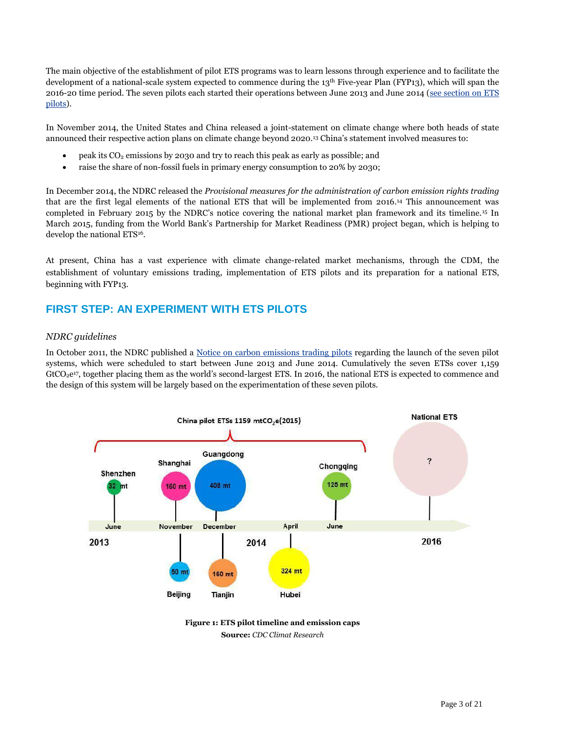The main objective of the establishment of pilot ETS programs was to learn lessons through experience and to facilitate the development of a national-scale system expected to commence during the 13th Five-year Plan (FYP13), which will span the 2016-20 time period. The seven pilots each started their operations between June 2013 and June 2014 (see section on ETS pilots).

In November 2014, the United States and China released a joint-statement on climate change where both heads of state announced their respective action plans on climate change beyond 2020.[13] China's statement involved measures to:

- peak its $CO_2$ emissions by 2030 and try to reach this peak as early as possible; and
- raise the share of non-fossil fuels in primary energy consumption to 20% by 2030;

In December 2014, the NDRC released the *Provisional measures for the administration of carbon emission rights trading* that are the first legal elements of the national ETS that will be implemented from 2016.[14] This announcement was completed in February 2015 by the NDRC's notice covering the national market plan framework and its timeline.[15] In March 2015, funding from the World Bank's Partnership for Market Readiness (PMR) project began, which is helping to develop the national ETS[16].

At present, China has a vast experience with climate change-related market mechanisms, through the CDM, the establishment of voluntary emissions trading, implementation of ETS pilots and its preparation for a national ETS, beginning with FYP13.

## FIRST STEP: AN EXPERIMENT WITH ETS PILOTS

### *NDRC guidelines*

In October 2011, the NDRC published a Notice on carbon emissions trading pilots regarding the launch of the seven pilot systems, which were scheduled to start between June 2013 and June 2014. Cumulatively the seven ETSs cover 1,159 $GtCO_2e$[17], together placing them as the world's second-largest ETS. In 2016, the national ETS is expected to commence and the design of this system will be largely based on the experimentation of these seven pilots.

China pilot ETSs 1159 $mtCO_2e$(2015)

National ETS: ?

2013 — June: Shenzhen 32 mt; November: Shanghai 160 mt, Beijing 50 mt; December: Guangdong 408 mt, Tianjin 160 mt

2014 — April: Hubei 324 mt; June: Chongqing 125 mt

2016 — National ETS

**Figure 1: ETS pilot timeline and emission caps**

**Source:** *CDC Climat Research*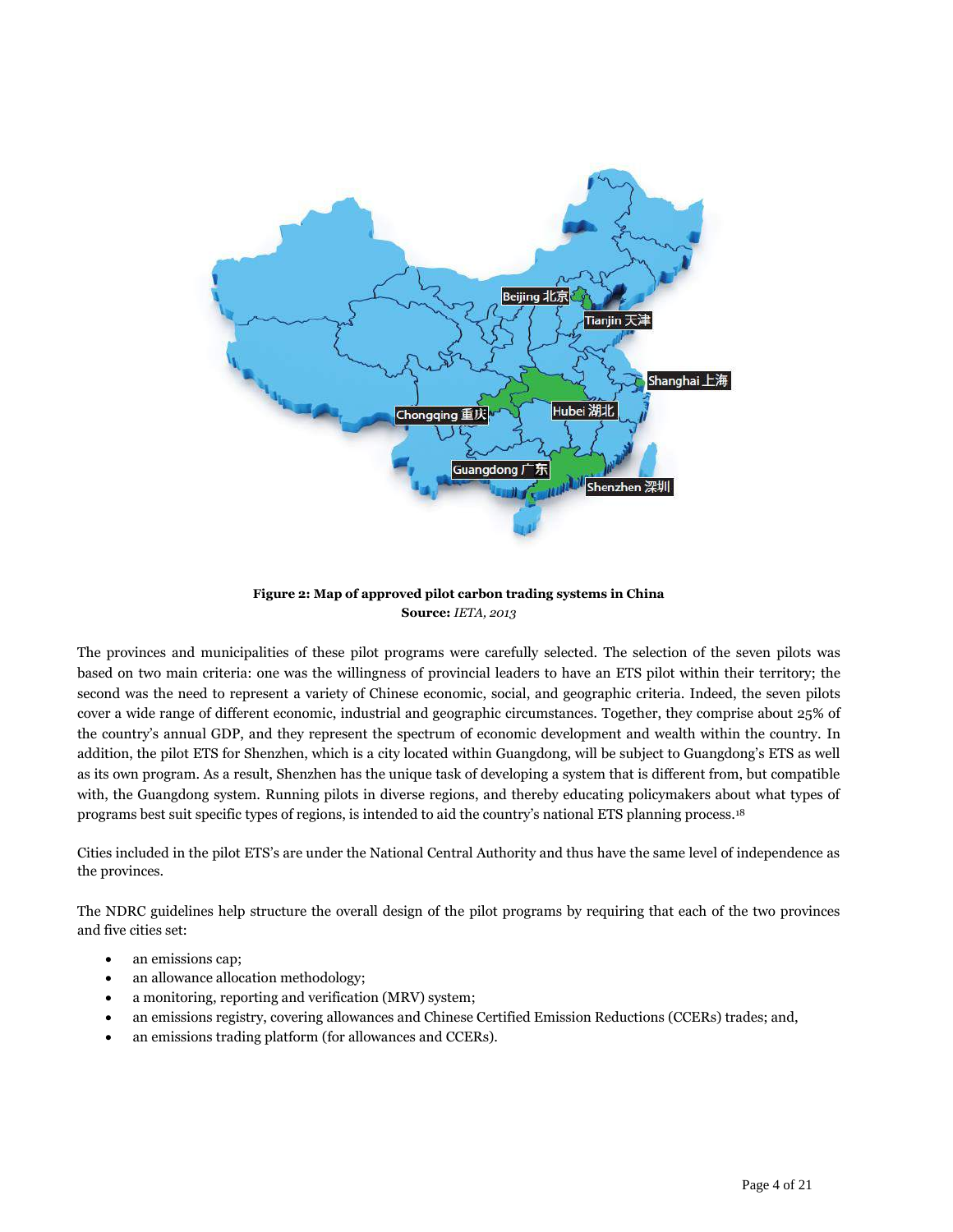**Figure 2: Map of approved pilot carbon trading systems in China**
**Source:** *IETA, 2013*

The provinces and municipalities of these pilot programs were carefully selected. The selection of the seven pilots was based on two main criteria: one was the willingness of provincial leaders to have an ETS pilot within their territory; the second was the need to represent a variety of Chinese economic, social, and geographic criteria. Indeed, the seven pilots cover a wide range of different economic, industrial and geographic circumstances. Together, they comprise about 25% of the country's annual GDP, and they represent the spectrum of economic development and wealth within the country. In addition, the pilot ETS for Shenzhen, which is a city located within Guangdong, will be subject to Guangdong's ETS as well as its own program. As a result, Shenzhen has the unique task of developing a system that is different from, but compatible with, the Guangdong system. Running pilots in diverse regions, and thereby educating policymakers about what types of programs best suit specific types of regions, is intended to aid the country's national ETS planning process.[18]

Cities included in the pilot ETS's are under the National Central Authority and thus have the same level of independence as the provinces.

The NDRC guidelines help structure the overall design of the pilot programs by requiring that each of the two provinces and five cities set:

- an emissions cap;
- an allowance allocation methodology;
- a monitoring, reporting and verification (MRV) system;
- an emissions registry, covering allowances and Chinese Certified Emission Reductions (CCERs) trades; and,
- an emissions trading platform (for allowances and CCERs).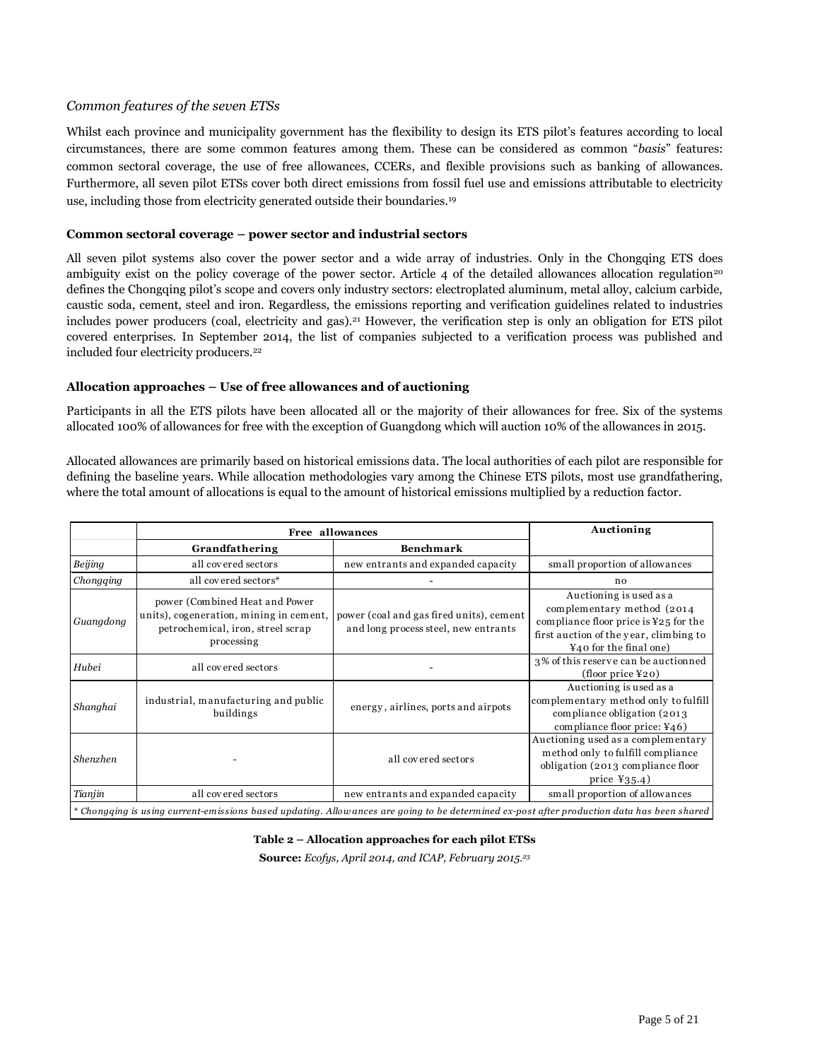*Common features of the seven ETSs*

Whilst each province and municipality government has the flexibility to design its ETS pilot's features according to local circumstances, there are some common features among them. These can be considered as common "*basis*" features: common sectoral coverage, the use of free allowances, CCERs, and flexible provisions such as banking of allowances. Furthermore, all seven pilot ETSs cover both direct emissions from fossil fuel use and emissions attributable to electricity use, including those from electricity generated outside their boundaries.[19]

**Common sectoral coverage – power sector and industrial sectors**

All seven pilot systems also cover the power sector and a wide array of industries. Only in the Chongqing ETS does ambiguity exist on the policy coverage of the power sector. Article 4 of the detailed allowances allocation regulation[20] defines the Chongqing pilot's scope and covers only industry sectors: electroplated aluminum, metal alloy, calcium carbide, caustic soda, cement, steel and iron. Regardless, the emissions reporting and verification guidelines related to industries includes power producers (coal, electricity and gas).[21] However, the verification step is only an obligation for ETS pilot covered enterprises. In September 2014, the list of companies subjected to a verification process was published and included four electricity producers.[22]

**Allocation approaches – Use of free allowances and of auctioning**

Participants in all the ETS pilots have been allocated all or the majority of their allowances for free. Six of the systems allocated 100% of allowances for free with the exception of Guangdong which will auction 10% of the allowances in 2015.

Allocated allowances are primarily based on historical emissions data. The local authorities of each pilot are responsible for defining the baseline years. While allocation methodologies vary among the Chinese ETS pilots, most use grandfathering, where the total amount of allocations is equal to the amount of historical emissions multiplied by a reduction factor.

| | Free allowances | | Auctioning |
|---|---|---|---|
| | Grandfathering | Benchmark | |
| *Beijing* | all covered sectors | new entrants and expanded capacity | small proportion of allowances |
| *Chongqing* | all covered sectors* | - | no |
| *Guangdong* | power (Combined Heat and Power units), cogeneration, mining in cement, petrochemical, iron, steel scrap processing | power (coal and gas fired units), cement and long process steel, new entrants | Auctioning is used as a complementary method (2014 compliance floor price is ¥25 for the first auction of the year, climbing to ¥40 for the final one) |
| *Hubei* | all covered sectors | - | 3% of this reserve can be auctionned (floor price ¥20) |
| *Shanghai* | industrial, manufacturing and public buildings | energy, airlines, ports and airpots | Auctioning is used as a complementary method only to fulfill compliance obligation (2013 compliance floor price: ¥46) |
| *Shenzhen* | - | all covered sectors | Auctioning used as a complementary method only to fulfill compliance obligation (2013 compliance floor price ¥35.4) |
| *Tianjin* | all covered sectors | new entrants and expanded capacity | small proportion of allowances |

*\* Chongqing is using current-emissions based updating. Allowances are going to be determined ex-post after production data has been shared*

**Table 2 – Allocation approaches for each pilot ETSs**

**Source:** *Ecofys, April 2014, and ICAP, February 2015.*[23]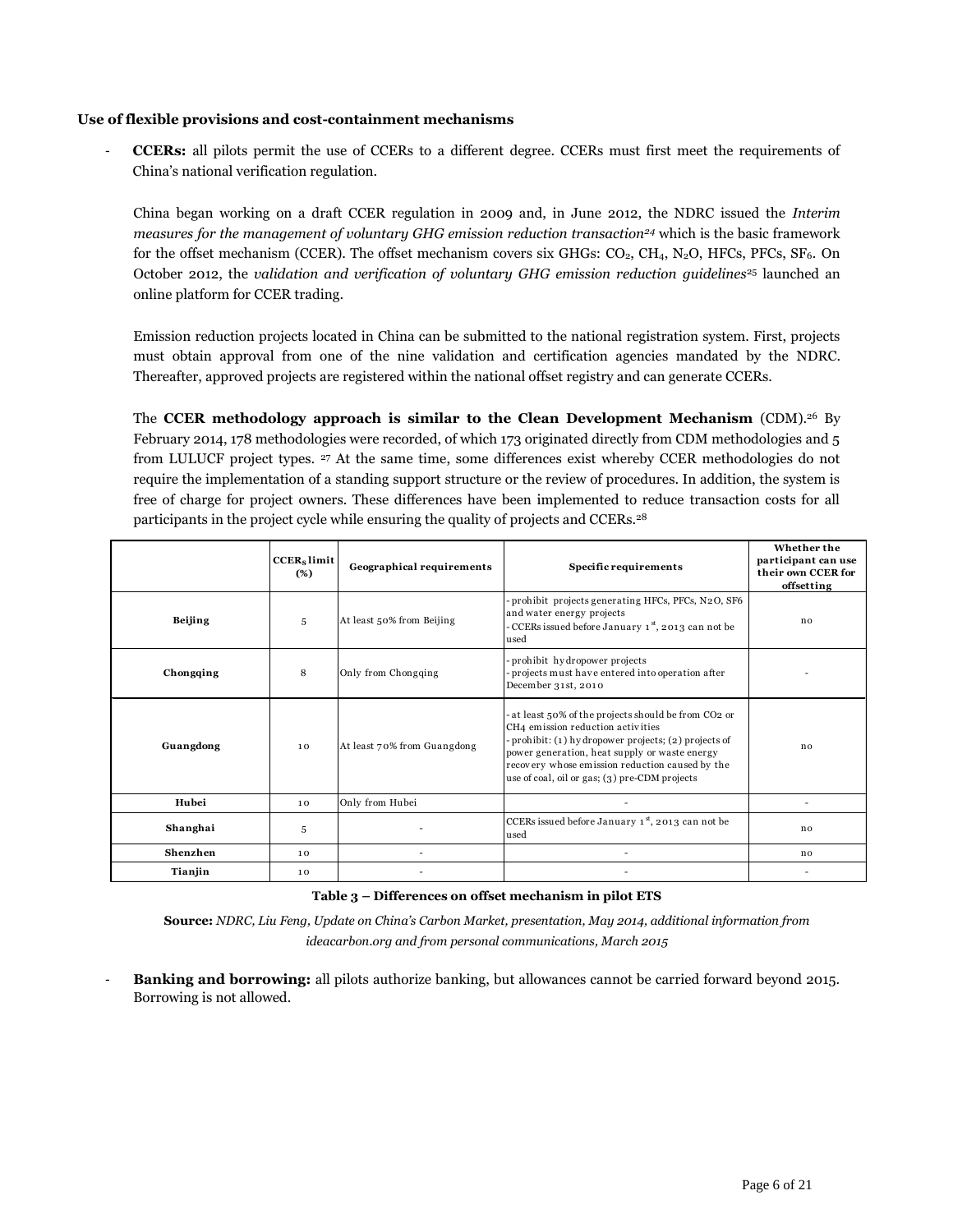**Use of flexible provisions and cost-containment mechanisms**

- **CCERs:** all pilots permit the use of CCERs to a different degree. CCERs must first meet the requirements of China's national verification regulation.

  China began working on a draft CCER regulation in 2009 and, in June 2012, the NDRC issued the *Interim measures for the management of voluntary GHG emission reduction transaction*[24] which is the basic framework for the offset mechanism (CCER). The offset mechanism covers six GHGs: $CO_2$, $CH_4$, $N_2O$, HFCs, PFCs, $SF_6$. On October 2012, the *validation and verification of voluntary GHG emission reduction guidelines*[25] launched an online platform for CCER trading.

  Emission reduction projects located in China can be submitted to the national registration system. First, projects must obtain approval from one of the nine validation and certification agencies mandated by the NDRC. Thereafter, approved projects are registered within the national offset registry and can generate CCERs.

  The **CCER methodology approach is similar to the Clean Development Mechanism** (CDM).[26] By February 2014, 178 methodologies were recorded, of which 173 originated directly from CDM methodologies and 5 from LULUCF project types. [27] At the same time, some differences exist whereby CCER methodologies do not require the implementation of a standing support structure or the review of procedures. In addition, the system is free of charge for project owners. These differences have been implemented to reduce transaction costs for all participants in the project cycle while ensuring the quality of projects and CCERs.[28]

| | CCERs limit (%) | Geographical requirements | Specific requirements | Whether the participant can use their own CCER for offsetting |
|---|---|---|---|---|
| **Beijing** | 5 | At least 50% from Beijing | - prohibit projects generating HFCs, PFCs, $N_2O$, $SF_6$ and water energy projects<br>- CCERs issued before January 1st, 2013 can not be used | no |
| **Chongqing** | 8 | Only from Chongqing | - prohibit hydropower projects<br>- projects must have entered into operation after December 31st, 2010 | - |
| **Guangdong** | 10 | At least 70% from Guangdong | - at least 50% of the projects should be from $CO_2$ or $CH_4$ emission reduction activities<br>- prohibit: (1) hydropower projects; (2) projects of power generation, heat supply or waste energy recovery whose emission reduction caused by the use of coal, oil or gas; (3) pre-CDM projects | no |
| **Hubei** | 10 | Only from Hubei | - | - |
| **Shanghai** | 5 | - | CCERs issued before January 1st, 2013 can not be used | no |
| **Shenzhen** | 10 | - | - | no |
| **Tianjin** | 10 | - | - | - |

**Table 3 – Differences on offset mechanism in pilot ETS**

**Source:** *NDRC, Liu Feng, Update on China's Carbon Market, presentation, May 2014, additional information from ideacarbon.org and from personal communications, March 2015*

- **Banking and borrowing:** all pilots authorize banking, but allowances cannot be carried forward beyond 2015. Borrowing is not allowed.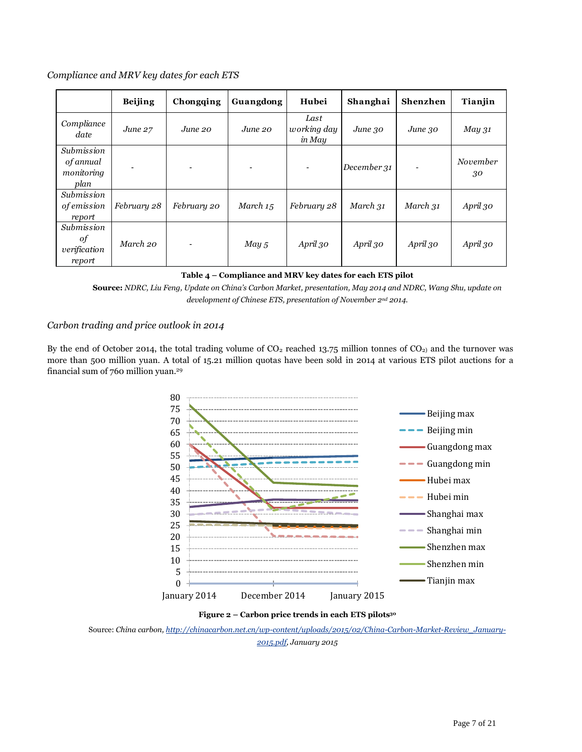*Compliance and MRV key dates for each ETS*

| | Beijing | Chongqing | Guangdong | Hubei | Shanghai | Shenzhen | Tianjin |
|---|---|---|---|---|---|---|---|
| *Compliance date* | *June 27* | *June 20* | *June 20* | *Last working day in May* | *June 30* | *June 30* | *May 31* |
| *Submission of annual monitoring plan* | - | - | - | - | *December 31* | - | *November 30* |
| *Submission of emission report* | *February 28* | *February 20* | *March 15* | *February 28* | *March 31* | *March 31* | *April 30* |
| *Submission of verification report* | *March 20* | - | *May 5* | *April 30* | *April 30* | *April 30* | *April 30* |

**Table 4 – Compliance and MRV key dates for each ETS pilot**

**Source:** *NDRC, Liu Feng, Update on China's Carbon Market, presentation, May 2014 and NDRC, Wang Shu, update on development of Chinese ETS, presentation of November 2nd 2014.*

*Carbon trading and price outlook in 2014*

By the end of October 2014, the total trading volume of $CO_2$ reached 13.75 million tonnes of $CO_2$) and the turnover was more than 500 million yuan. A total of 15.21 million quotas have been sold in 2014 at various ETS pilot auctions for a financial sum of 760 million yuan.[29]

**Figure 2 – Carbon price trends in each ETS pilots[30]**

Source: *China carbon, http://chinacarbon.net.cn/wp-content/uploads/2015/02/China-Carbon-Market-Review_January-2015.pdf, January 2015*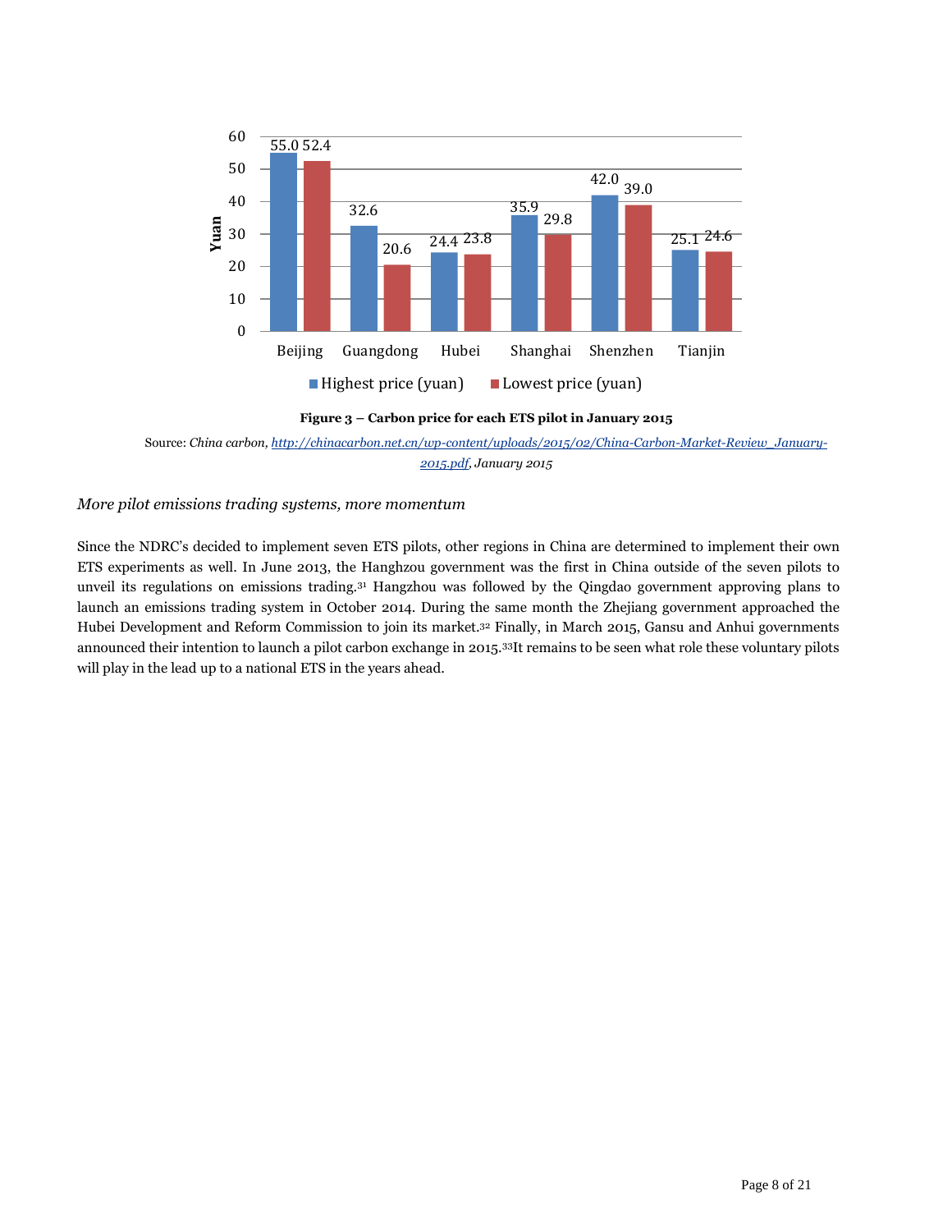| | Highest price (yuan) | Lowest price (yuan) |
|---|---|---|
| Beijing | 55.0 | 52.4 |
| Guangdong | 32.6 | 20.6 |
| Hubei | 24.4 | 23.8 |
| Shanghai | 35.9 | 29.8 |
| Shenzhen | 42.0 | 39.0 |
| Tianjin | 25.1 | 24.6 |

**Figure 3 – Carbon price for each ETS pilot in January 2015**

Source: *China carbon, [http://chinacarbon.net.cn/wp-content/uploads/2015/02/China-Carbon-Market-Review_January-2015.pdf](http://chinacarbon.net.cn/wp-content/uploads/2015/02/China-Carbon-Market-Review_January-2015.pdf), January 2015*

*More pilot emissions trading systems, more momentum*

Since the NDRC's decided to implement seven ETS pilots, other regions in China are determined to implement their own ETS experiments as well. In June 2013, the Hanghzou government was the first in China outside of the seven pilots to unveil its regulations on emissions trading.[31] Hangzhou was followed by the Qingdao government approving plans to launch an emissions trading system in October 2014. During the same month the Zhejiang government approached the Hubei Development and Reform Commission to join its market.[32] Finally, in March 2015, Gansu and Anhui governments announced their intention to launch a pilot carbon exchange in 2015.[33]It remains to be seen what role these voluntary pilots will play in the lead up to a national ETS in the years ahead.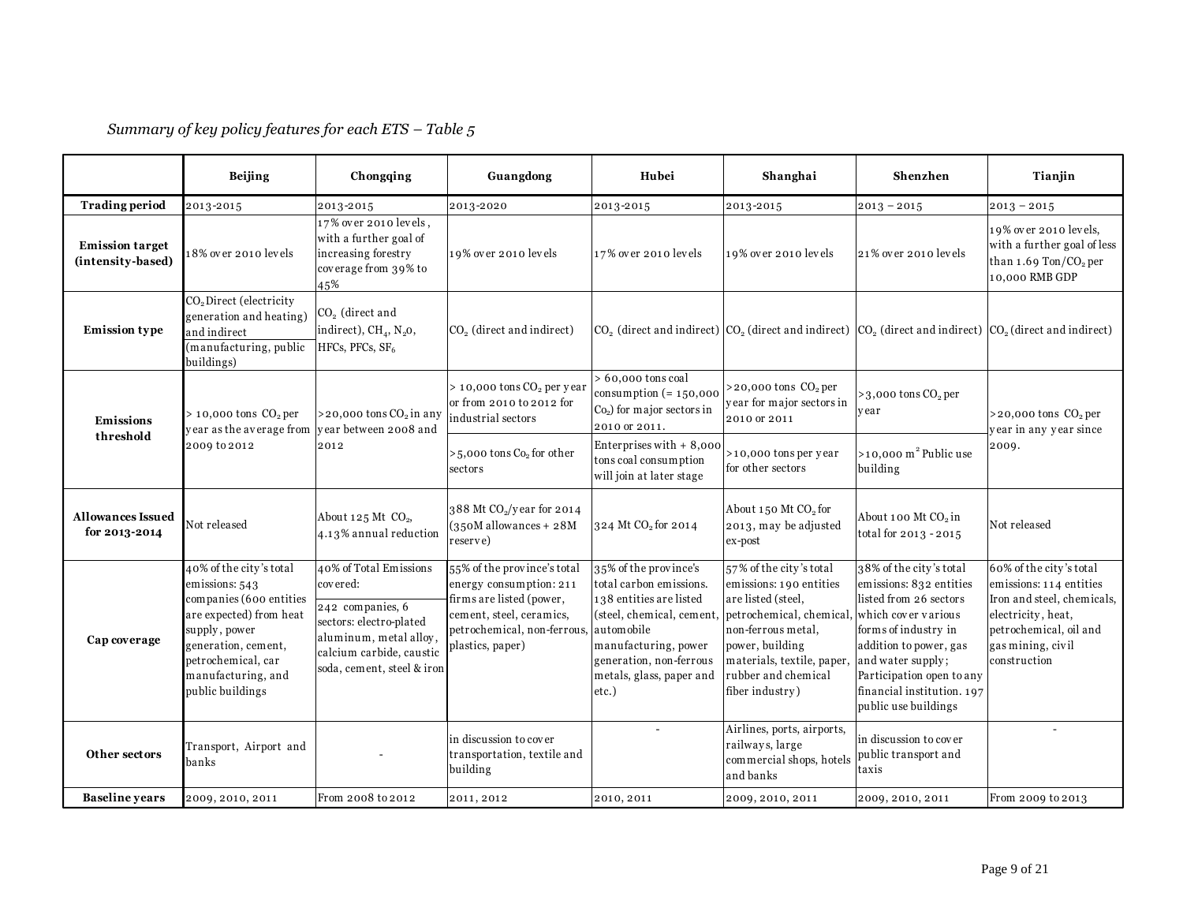*Summary of key policy features for each ETS – Table 5*

| | Beijing | Chongqing | Guangdong | Hubei | Shanghai | Shenzhen | Tianjin |
|---|---|---|---|---|---|---|---|
| **Trading period** | 2013-2015 | 2013-2015 | 2013-2020 | 2013-2015 | 2013-2015 | 2013 – 2015 | 2013 – 2015 |
| **Emission target (intensity-based)** | 18% over 2010 levels | 17% over 2010 levels, with a further goal of increasing forestry coverage from 39% to 45% | 19% over 2010 levels | 17% over 2010 levels | 19% over 2010 levels | 21% over 2010 levels | 19% over 2010 levels, with a further goal of less than 1.69 Ton/$CO_2$ per 10,000 RMB GDP |
| **Emission type** | $CO_2$ Direct (electricity generation and heating) and indirect (manufacturing, public buildings) | $CO_2$ (direct and indirect), $CH_4$, $N_2O$, HFCs, PFCs, $SF_6$ | $CO_2$ (direct and indirect) | $CO_2$ (direct and indirect) | $CO_2$ (direct and indirect) | $CO_2$ (direct and indirect) | $CO_2$ (direct and indirect) |
| **Emissions threshold** | > 10,000 tons $CO_2$ per year as the average from 2009 to 2012 | >20,000 tons $CO_2$ in any year between 2008 and 2012 | > 10,000 tons $CO_2$ per year or from 2010 to 2012 for industrial sectors | > 60,000 tons coal consumption (= 150,000 $Co_2$) for major sectors in 2010 or 2011. | >20,000 tons $CO_2$ per year for major sectors in 2010 or 2011 | >3,000 tons $CO_2$ per year | >20,000 tons $CO_2$ per year in any year since 2009. |
| | | | >5,000 tons $Co_2$ for other sectors | Enterprises with + 8,000 tons coal consumption will join at later stage | >10,000 tons per year for other sectors | >10,000 $m^2$ Public use building | |
| **Allowances Issued for 2013-2014** | Not released | About 125 Mt $CO_2$, 4.13% annual reduction | 388 Mt $CO_2$/year for 2014 (350M allowances + 28M reserve) | 324 Mt $CO_2$ for 2014 | About 150 Mt $CO_2$ for 2013, may be adjusted ex-post | About 100 Mt $CO_2$ in total for 2013 - 2015 | Not released |
| **Cap coverage** | 40% of the city's total emissions: 543 companies (600 entities are expected) from heat supply, power generation, cement, petrochemical, car manufacturing, and public buildings | 40% of Total Emissions covered: 242 companies, 6 sectors: electro-plated aluminum, metal alloy, calcium carbide, caustic soda, cement, steel & iron | 55% of the province's total energy consumption: 211 firms are listed (power, cement, steel, ceramics, petrochemical, non-ferrous, plastics, paper) | 35% of the province's total carbon emissions. 138 entities are listed (steel, chemical, cement, automobile manufacturing, power generation, non-ferrous metals, glass, paper and etc.) | 57% of the city's total emissions: 190 entities are listed (steel, petrochemical, chemical, non-ferrous metal, power, building materials, textile, paper, rubber and chemical fiber industry) | 38% of the city's total emissions: 832 entities listed from 26 sectors which cover various forms of industry in addition to power, gas and water supply; Participation open to any financial institution. 197 public use buildings | 60% of the city's total emissions: 114 entities Iron and steel, chemicals, electricity, heat, petrochemical, oil and gas mining, civil construction |
| **Other sectors** | Transport, Airport and banks | - | in discussion to cover transportation, textile and building | - | Airlines, ports, airports, railways, large commercial shops, hotels and banks | in discussion to cover public transport and taxis | - |
| **Baseline years** | 2009, 2010, 2011 | From 2008 to 2012 | 2011, 2012 | 2010, 2011 | 2009, 2010, 2011 | 2009, 2010, 2011 | From 2009 to 2013 |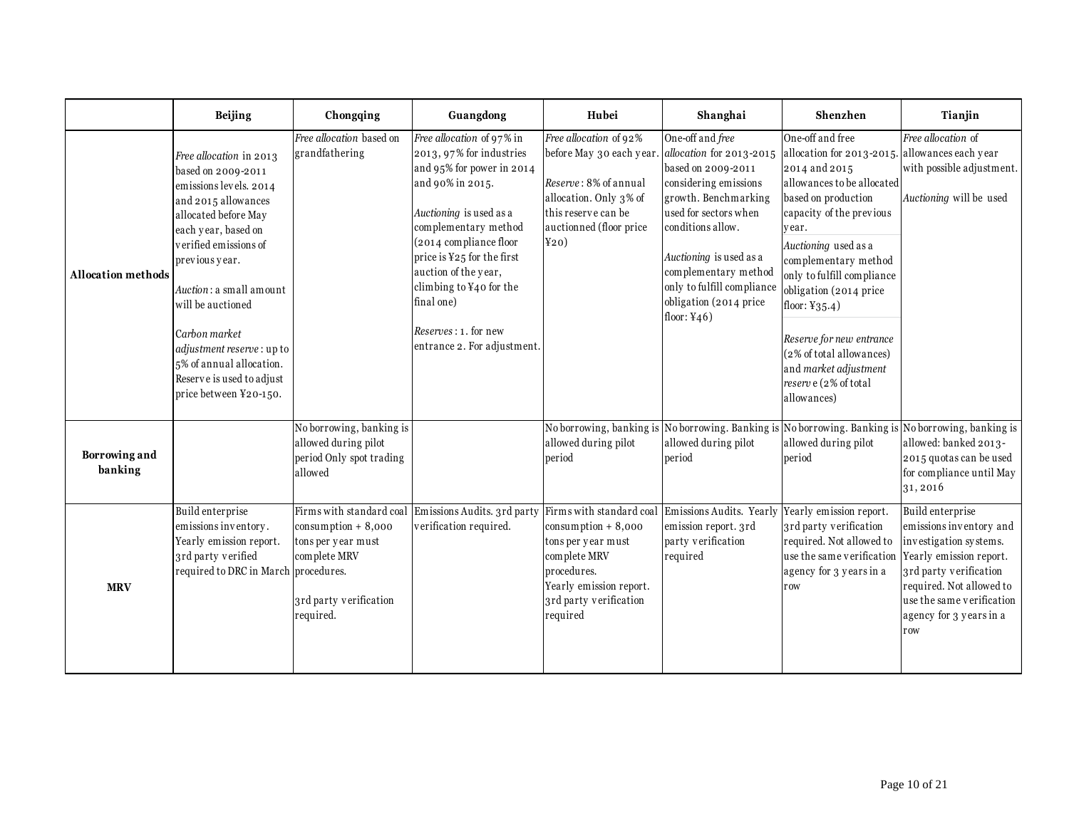| | Beijing | Chongqing | Guangdong | Hubei | Shanghai | Shenzhen | Tianjin |
|---|---|---|---|---|---|---|---|
| **Allocation methods** | *Free allocation* in 2013 based on 2009-2011 emissions levels. 2014 and 2015 allowances allocated before May each year, based on verified emissions of previous year.<br><br>*Auction*: a small amount will be auctioned<br><br>*Carbon market adjustment reserve*: up to 5% of annual allocation. Reserve is used to adjust price between ¥20-150. | *Free allocation* based on grandfathering | *Free allocation* of 97% in 2013, 97% for industries and 95% for power in 2014 and 90% in 2015.<br><br>*Auctioning* is used as a complementary method (2014 compliance floor price is ¥25 for the first auction of the year, climbing to ¥40 for the final one)<br><br>*Reserves*: 1. for new entrance 2. For adjustment. | *Free allocation* of 92% before May 30 each year.<br><br>*Reserve*: 8% of annual allocation. Only 3% of this reserve can be auctionned (floor price ¥20) | One-off and *free allocation* for 2013-2015 based on 2009-2011 considering emissions growth. Benchmarking used for sectors when conditions allow.<br><br>*Auctioning* is used as a complementary method only to fulfill compliance obligation (2014 price floor: ¥46) | One-off and free allocation for 2013-2015. 2014 and 2015 allowances to be allocated based on production capacity of the previous year.<br><br>*Auctioning* used as a complementary method only to fulfill compliance obligation (2014 price floor: ¥35.4)<br><br>*Reserve for new entrance* (2% of total allowances) and *market adjustment reserve* (2% of total allowances) | *Free allocation* of allowances each year with possible adjustment.<br><br>*Auctioning* will be used |
| **Borrowing and banking** | | No borrowing, banking is allowed during pilot period Only spot trading allowed | | No borrowing, banking is allowed during pilot period | No borrowing. Banking is allowed during pilot period | No borrowing. Banking is allowed during pilot period | No borrowing, banking is allowed: banked 2013-2015 quotas can be used for compliance until May 31, 2016 |
| **MRV** | Build enterprise emissions inventory. Yearly emission report. 3rd party verified required to DRC in March | Firms with standard coal consumption + 8,000 tons per year must complete MRV procedures.<br><br>3rd party verification required. | Emissions Audits. 3rd party verification required. | Firms with standard coal consumption + 8,000 tons per year must complete MRV procedures. Yearly emission report. 3rd party verification required | Emissions Audits. Yearly emission report. 3rd party verification required | Yearly emission report. 3rd party verification required. Not allowed to use the same verification agency for 3 years in a row | Build enterprise emissions inventory and investigation systems. Yearly emission report. 3rd party verification required. Not allowed to use the same verification agency for 3 years in a row |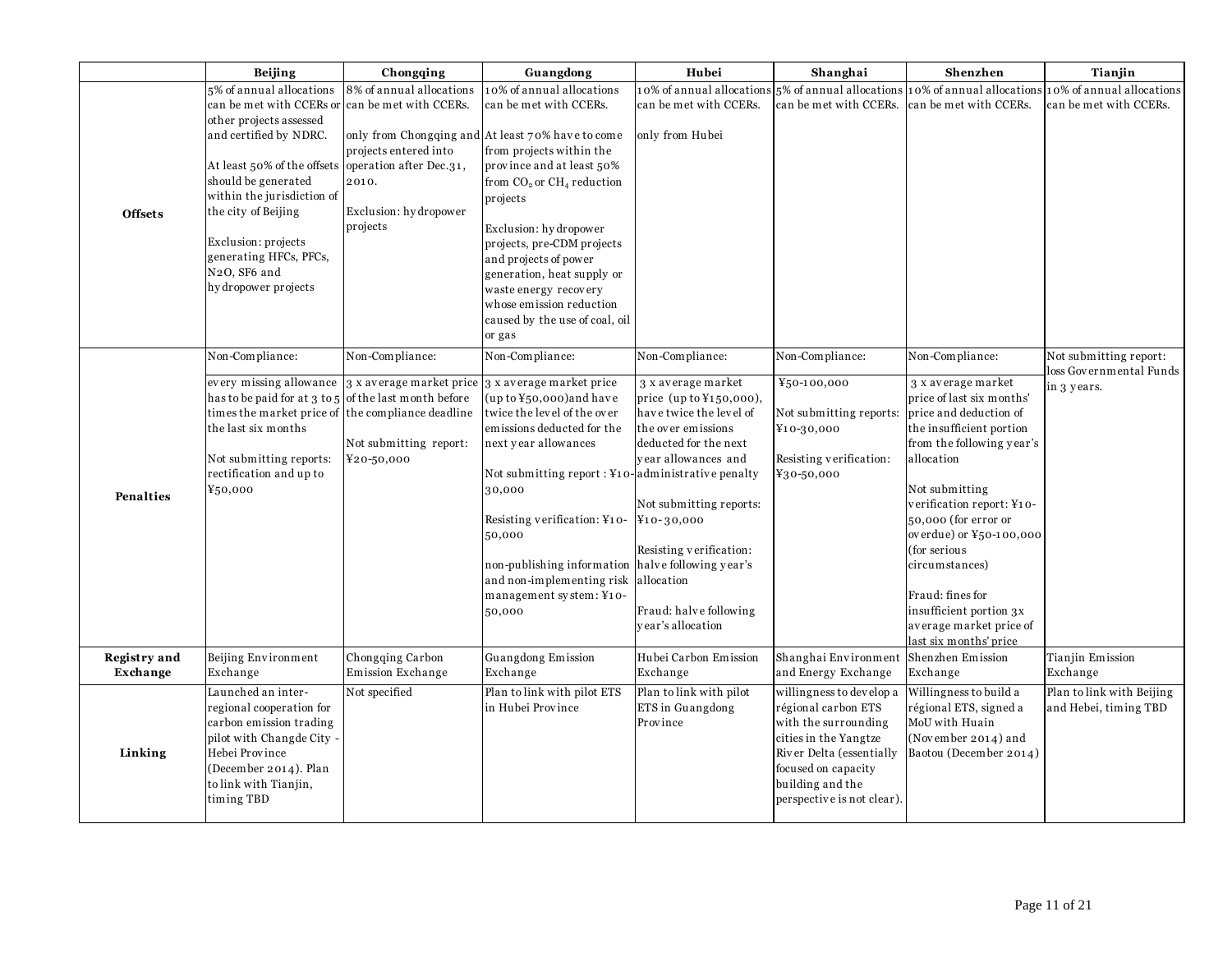| | Beijing | Chongqing | Guangdong | Hubei | Shanghai | Shenzhen | Tianjin |
|---|---|---|---|---|---|---|---|
| **Offsets** | 5% of annual allocations can be met with CCERs or other projects assessed and certified by NDRC.<br><br>At least 50% of the offsets should be generated within the jurisdiction of the city of Beijing<br><br>Exclusion: projects generating HFCs, PFCs, N2O, SF6 and hydropower projects | 8% of annual allocations can be met with CCERs.<br><br>only from Chongqing and projects entered into operation after Dec.31, 2010.<br><br>Exclusion: hydropower projects | 10% of annual allocations can be met with CCERs.<br><br>At least 70% have to come from projects within the province and at least 50% from $CO_2$ or $CH_4$ reduction projects<br><br>Exclusion: hydropower projects, pre-CDM projects and projects of power generation, heat supply or waste energy recovery whose emission reduction caused by the use of coal, oil or gas | 10% of annual allocations can be met with CCERs.<br><br>only from Hubei | 5% of annual allocations can be met with CCERs. | 10% of annual allocations can be met with CCERs. | 10% of annual allocations can be met with CCERs. |
| **Penalties** | Non-Compliance:<br><br>every missing allowance has to be paid for at 3 to 5 times the market price of the last six months<br><br>Not submitting reports: rectification and up to ¥50,000 | Non-Compliance:<br><br>3 x average market price of the last month before the compliance deadline<br><br>Not submitting report: ¥20-50,000 | Non-Compliance:<br><br>3 x average market price (up to ¥50,000)and have twice the level of the over emissions deducted for the next year allowances<br><br>Not submitting report : ¥10-30,000<br><br>Resisting verification: ¥10-50,000<br><br>non-publishing information and non-implementing risk management system: ¥10-50,000 | Non-Compliance:<br><br>3 x average market price (up to ¥150,000), have twice the level of the over emissions deducted for the next year allowances and administrative penalty<br><br>Not submitting reports: ¥10-30,000<br><br>Resisting verification: halve following year's allocation<br><br>Fraud: halve following year's allocation | Non-Compliance:<br><br>¥50-100,000<br><br>Not submitting reports: ¥10-30,000<br><br>Resisting verification: ¥30-50,000 | Non-Compliance:<br><br>3 x average market price of last six months' price and deduction of the insufficient portion from the following year's allocation<br><br>Not submitting verification report: ¥10-50,000 (for error or overdue) or ¥50-100,000 (for serious circumstances)<br><br>Fraud: fines for insufficient portion 3x average market price of last six months' price | Not submitting report: loss Governmental Funds in 3 years. |
| **Registry and Exchange** | Beijing Environment Exchange | Chongqing Carbon Emission Exchange | Guangdong Emission Exchange | Hubei Carbon Emission Exchange | Shanghai Environment and Energy Exchange | Shenzhen Emission Exchange | Tianjin Emission Exchange |
| **Linking** | Launched an inter-regional cooperation for carbon emission trading pilot with Changde City - Hebei Province (December 2014). Plan to link with Tianjin, timing TBD | Not specified | Plan to link with pilot ETS in Hubei Province | Plan to link with pilot ETS in Guangdong Province | willingness to develop a régional carbon ETS with the surrounding cities in the Yangtze River Delta (essentially focused on capacity building and the perspective is not clear). | Willingness to build a régional ETS, signed a MoU with Huain (November 2014) and Baotou (December 2014) | Plan to link with Beijing and Hebei, timing TBD |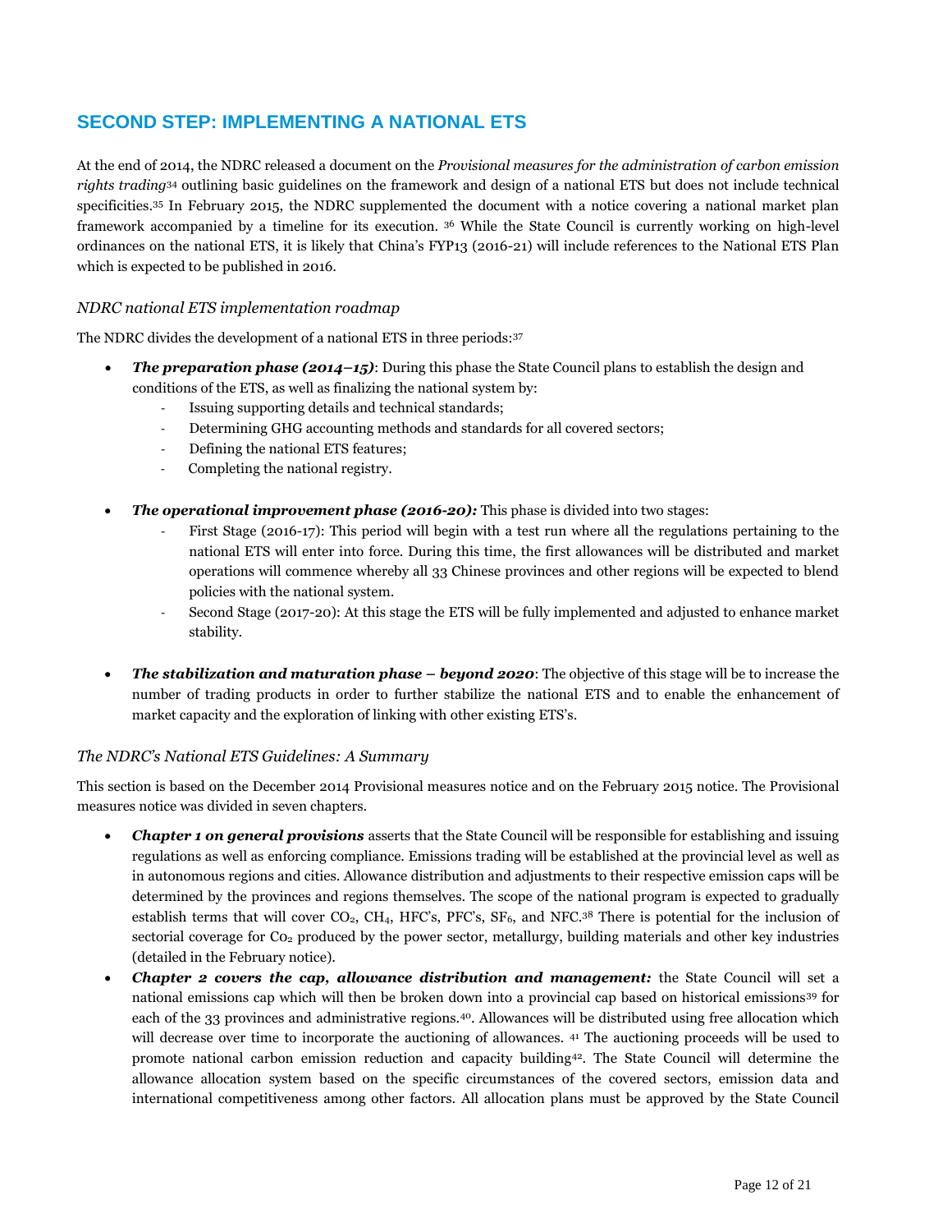## SECOND STEP: IMPLEMENTING A NATIONAL ETS

At the end of 2014, the NDRC released a document on the *Provisional measures for the administration of carbon emission rights trading*[34] outlining basic guidelines on the framework and design of a national ETS but does not include technical specificities.[35] In February 2015, the NDRC supplemented the document with a notice covering a national market plan framework accompanied by a timeline for its execution.[36] While the State Council is currently working on high-level ordinances on the national ETS, it is likely that China's FYP13 (2016-21) will include references to the National ETS Plan which is expected to be published in 2016.

### *NDRC national ETS implementation roadmap*

The NDRC divides the development of a national ETS in three periods:[37]

- ***The preparation phase (2014–15)***: During this phase the State Council plans to establish the design and conditions of the ETS, as well as finalizing the national system by:
  - Issuing supporting details and technical standards;
  - Determining GHG accounting methods and standards for all covered sectors;
  - Defining the national ETS features;
  - Completing the national registry.

- ***The operational improvement phase (2016-20):*** This phase is divided into two stages:
  - First Stage (2016-17): This period will begin with a test run where all the regulations pertaining to the national ETS will enter into force. During this time, the first allowances will be distributed and market operations will commence whereby all 33 Chinese provinces and other regions will be expected to blend policies with the national system.
  - Second Stage (2017-20): At this stage the ETS will be fully implemented and adjusted to enhance market stability.

- ***The stabilization and maturation phase – beyond 2020***: The objective of this stage will be to increase the number of trading products in order to further stabilize the national ETS and to enable the enhancement of market capacity and the exploration of linking with other existing ETS's.

### *The NDRC's National ETS Guidelines: A Summary*

This section is based on the December 2014 Provisional measures notice and on the February 2015 notice. The Provisional measures notice was divided in seven chapters.

- ***Chapter 1 on general provisions*** asserts that the State Council will be responsible for establishing and issuing regulations as well as enforcing compliance. Emissions trading will be established at the provincial level as well as in autonomous regions and cities. Allowance distribution and adjustments to their respective emission caps will be determined by the provinces and regions themselves. The scope of the national program is expected to gradually establish terms that will cover $CO_2$, $CH_4$, HFC's, PFC's, $SF_6$, and NFC.[38] There is potential for the inclusion of sectorial coverage for $Co_2$ produced by the power sector, metallurgy, building materials and other key industries (detailed in the February notice).
- ***Chapter 2 covers the cap, allowance distribution and management:*** the State Council will set a national emissions cap which will then be broken down into a provincial cap based on historical emissions[39] for each of the 33 provinces and administrative regions.[40]. Allowances will be distributed using free allocation which will decrease over time to incorporate the auctioning of allowances.[41] The auctioning proceeds will be used to promote national carbon emission reduction and capacity building[42]. The State Council will determine the allowance allocation system based on the specific circumstances of the covered sectors, emission data and international competitiveness among other factors. All allocation plans must be approved by the State Council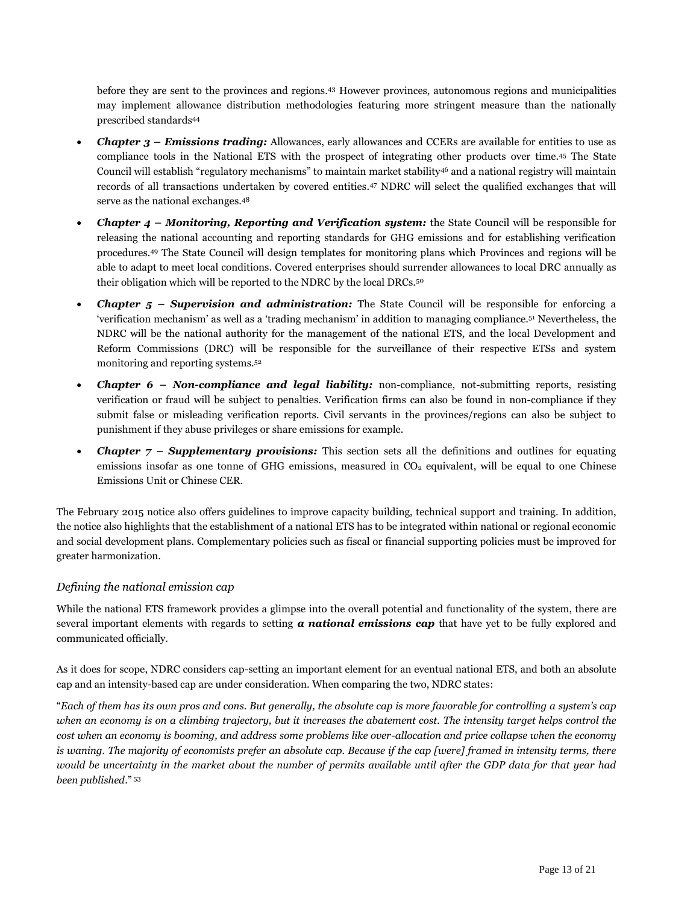before they are sent to the provinces and regions.[43] However provinces, autonomous regions and municipalities may implement allowance distribution methodologies featuring more stringent measure than the nationally prescribed standards[44]

- ***Chapter 3 – Emissions trading:*** Allowances, early allowances and CCERs are available for entities to use as compliance tools in the National ETS with the prospect of integrating other products over time.[45] The State Council will establish "regulatory mechanisms" to maintain market stability[46] and a national registry will maintain records of all transactions undertaken by covered entities.[47] NDRC will select the qualified exchanges that will serve as the national exchanges.[48]
- ***Chapter 4 – Monitoring, Reporting and Verification system:*** the State Council will be responsible for releasing the national accounting and reporting standards for GHG emissions and for establishing verification procedures.[49] The State Council will design templates for monitoring plans which Provinces and regions will be able to adapt to meet local conditions. Covered enterprises should surrender allowances to local DRC annually as their obligation which will be reported to the NDRC by the local DRCs.[50]
- ***Chapter 5 – Supervision and administration:*** The State Council will be responsible for enforcing a 'verification mechanism' as well as a 'trading mechanism' in addition to managing compliance.[51] Nevertheless, the NDRC will be the national authority for the management of the national ETS, and the local Development and Reform Commissions (DRC) will be responsible for the surveillance of their respective ETSs and system monitoring and reporting systems.[52]
- ***Chapter 6 – Non-compliance and legal liability:*** non-compliance, not-submitting reports, resisting verification or fraud will be subject to penalties. Verification firms can also be found in non-compliance if they submit false or misleading verification reports. Civil servants in the provinces/regions can also be subject to punishment if they abuse privileges or share emissions for example.
- ***Chapter 7 – Supplementary provisions:*** This section sets all the definitions and outlines for equating emissions insofar as one tonne of GHG emissions, measured in $CO_2$ equivalent, will be equal to one Chinese Emissions Unit or Chinese CER.

The February 2015 notice also offers guidelines to improve capacity building, technical support and training. In addition, the notice also highlights that the establishment of a national ETS has to be integrated within national or regional economic and social development plans. Complementary policies such as fiscal or financial supporting policies must be improved for greater harmonization.

### *Defining the national emission cap*

While the national ETS framework provides a glimpse into the overall potential and functionality of the system, there are several important elements with regards to setting ***a national emissions cap*** that have yet to be fully explored and communicated officially.

As it does for scope, NDRC considers cap-setting an important element for an eventual national ETS, and both an absolute cap and an intensity-based cap are under consideration. When comparing the two, NDRC states:

"*Each of them has its own pros and cons. But generally, the absolute cap is more favorable for controlling a system's cap when an economy is on a climbing trajectory, but it increases the abatement cost. The intensity target helps control the cost when an economy is booming, and address some problems like over-allocation and price collapse when the economy is waning. The majority of economists prefer an absolute cap. Because if the cap [were] framed in intensity terms, there would be uncertainty in the market about the number of permits available until after the GDP data for that year had been published*." [53]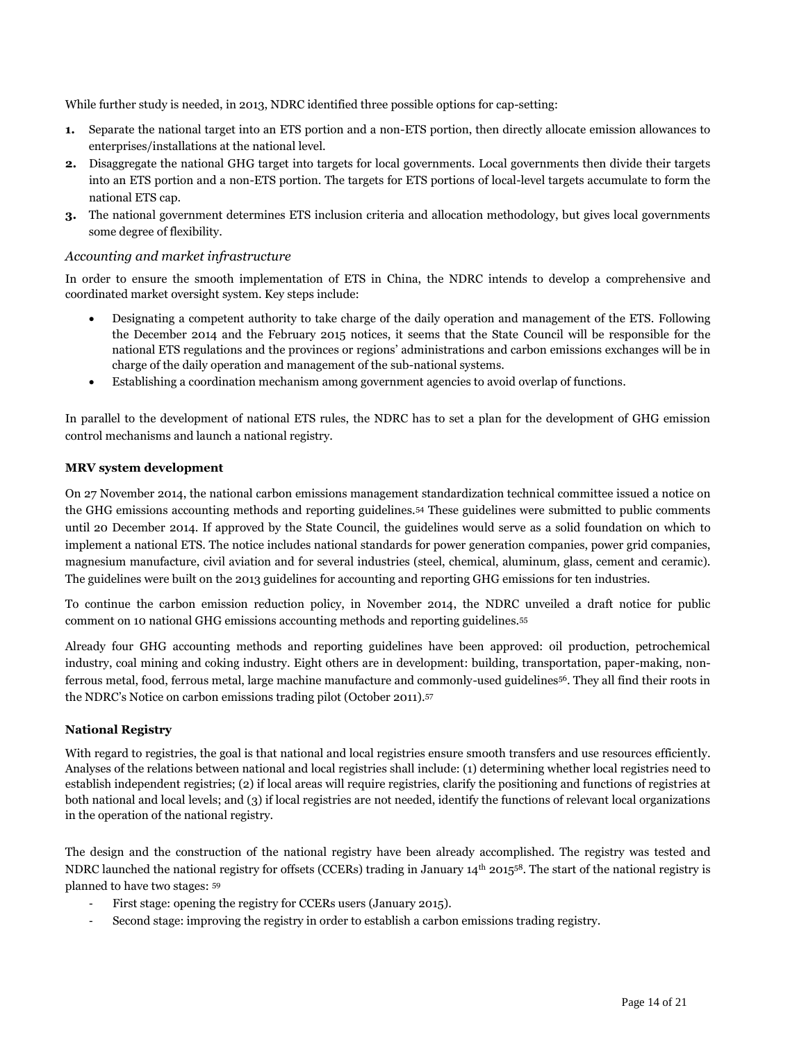While further study is needed, in 2013, NDRC identified three possible options for cap-setting:

1. Separate the national target into an ETS portion and a non-ETS portion, then directly allocate emission allowances to enterprises/installations at the national level.
2. Disaggregate the national GHG target into targets for local governments. Local governments then divide their targets into an ETS portion and a non-ETS portion. The targets for ETS portions of local-level targets accumulate to form the national ETS cap.
3. The national government determines ETS inclusion criteria and allocation methodology, but gives local governments some degree of flexibility.

### *Accounting and market infrastructure*

In order to ensure the smooth implementation of ETS in China, the NDRC intends to develop a comprehensive and coordinated market oversight system. Key steps include:

- Designating a competent authority to take charge of the daily operation and management of the ETS. Following the December 2014 and the February 2015 notices, it seems that the State Council will be responsible for the national ETS regulations and the provinces or regions' administrations and carbon emissions exchanges will be in charge of the daily operation and management of the sub-national systems.
- Establishing a coordination mechanism among government agencies to avoid overlap of functions.

In parallel to the development of national ETS rules, the NDRC has to set a plan for the development of GHG emission control mechanisms and launch a national registry.

**MRV system development**

On 27 November 2014, the national carbon emissions management standardization technical committee issued a notice on the GHG emissions accounting methods and reporting guidelines.[54] These guidelines were submitted to public comments until 20 December 2014. If approved by the State Council, the guidelines would serve as a solid foundation on which to implement a national ETS. The notice includes national standards for power generation companies, power grid companies, magnesium manufacture, civil aviation and for several industries (steel, chemical, aluminum, glass, cement and ceramic). The guidelines were built on the 2013 guidelines for accounting and reporting GHG emissions for ten industries.

To continue the carbon emission reduction policy, in November 2014, the NDRC unveiled a draft notice for public comment on 10 national GHG emissions accounting methods and reporting guidelines.[55]

Already four GHG accounting methods and reporting guidelines have been approved: oil production, petrochemical industry, coal mining and coking industry. Eight others are in development: building, transportation, paper-making, non-ferrous metal, food, ferrous metal, large machine manufacture and commonly-used guidelines[56]. They all find their roots in the NDRC's Notice on carbon emissions trading pilot (October 2011).[57]

**National Registry**

With regard to registries, the goal is that national and local registries ensure smooth transfers and use resources efficiently. Analyses of the relations between national and local registries shall include: (1) determining whether local registries need to establish independent registries; (2) if local areas will require registries, clarify the positioning and functions of registries at both national and local levels; and (3) if local registries are not needed, identify the functions of relevant local organizations in the operation of the national registry.

The design and the construction of the national registry have been already accomplished. The registry was tested and NDRC launched the national registry for offsets (CCERs) trading in January 14th 2015[58]. The start of the national registry is planned to have two stages: [59]

- First stage: opening the registry for CCERs users (January 2015).
- Second stage: improving the registry in order to establish a carbon emissions trading registry.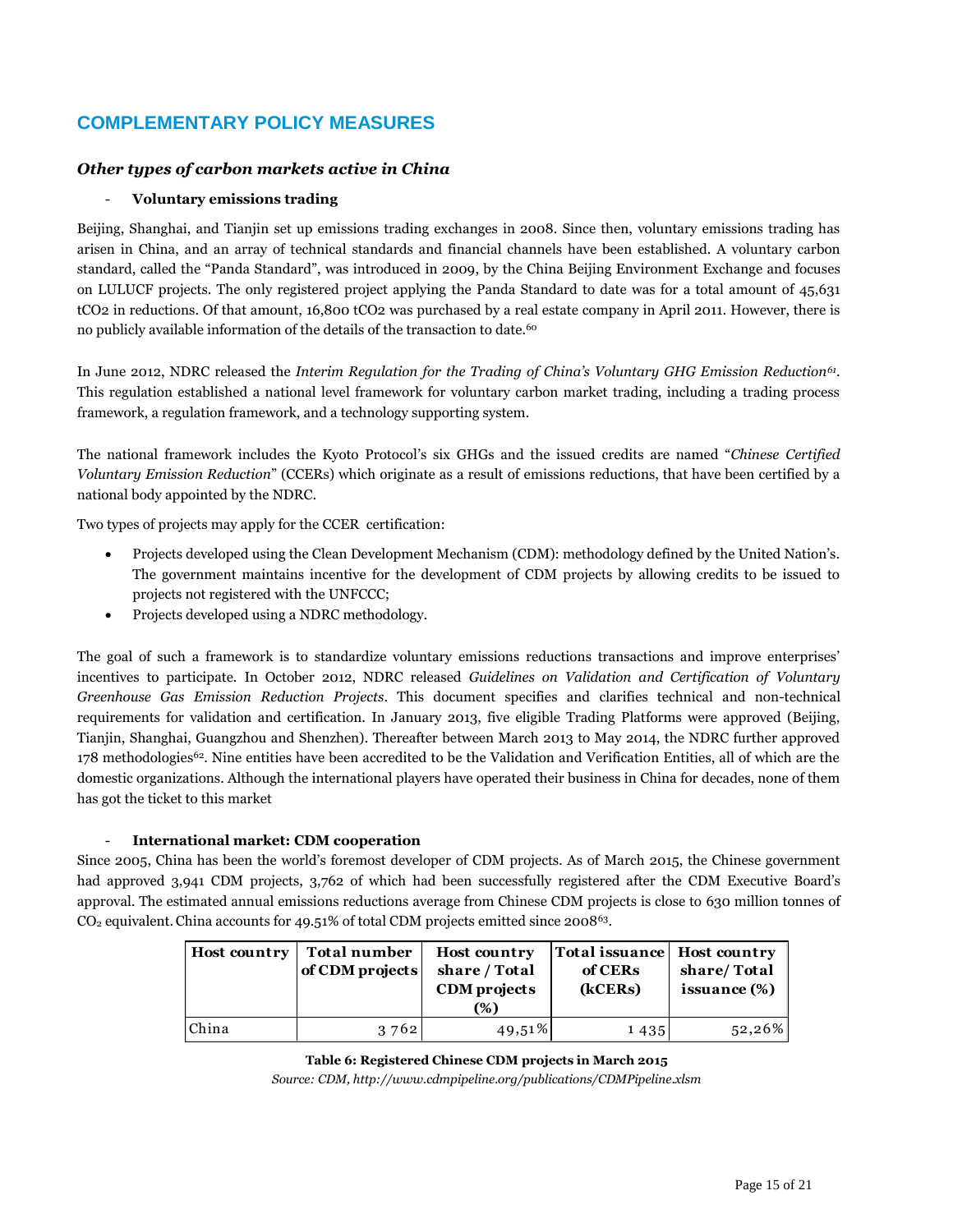## COMPLEMENTARY POLICY MEASURES

### *Other types of carbon markets active in China*

- **Voluntary emissions trading**

Beijing, Shanghai, and Tianjin set up emissions trading exchanges in 2008. Since then, voluntary emissions trading has arisen in China, and an array of technical standards and financial channels have been established. A voluntary carbon standard, called the "Panda Standard", was introduced in 2009, by the China Beijing Environment Exchange and focuses on LULUCF projects. The only registered project applying the Panda Standard to date was for a total amount of 45,631 tCO2 in reductions. Of that amount, 16,800 tCO2 was purchased by a real estate company in April 2011. However, there is no publicly available information of the details of the transaction to date.[60]

In June 2012, NDRC released the *Interim Regulation for the Trading of China's Voluntary GHG Emission Reduction*[61]. This regulation established a national level framework for voluntary carbon market trading, including a trading process framework, a regulation framework, and a technology supporting system.

The national framework includes the Kyoto Protocol's six GHGs and the issued credits are named "*Chinese Certified Voluntary Emission Reduction*" (CCERs) which originate as a result of emissions reductions, that have been certified by a national body appointed by the NDRC.

Two types of projects may apply for the CCER certification:

- Projects developed using the Clean Development Mechanism (CDM): methodology defined by the United Nation's. The government maintains incentive for the development of CDM projects by allowing credits to be issued to projects not registered with the UNFCCC;
- Projects developed using a NDRC methodology.

The goal of such a framework is to standardize voluntary emissions reductions transactions and improve enterprises' incentives to participate. In October 2012, NDRC released *Guidelines on Validation and Certification of Voluntary Greenhouse Gas Emission Reduction Projects*. This document specifies and clarifies technical and non-technical requirements for validation and certification. In January 2013, five eligible Trading Platforms were approved (Beijing, Tianjin, Shanghai, Guangzhou and Shenzhen). Thereafter between March 2013 to May 2014, the NDRC further approved 178 methodologies[62]. Nine entities have been accredited to be the Validation and Verification Entities, all of which are the domestic organizations. Although the international players have operated their business in China for decades, none of them has got the ticket to this market

- **International market: CDM cooperation**

Since 2005, China has been the world's foremost developer of CDM projects. As of March 2015, the Chinese government had approved 3,941 CDM projects, 3,762 of which had been successfully registered after the CDM Executive Board's approval. The estimated annual emissions reductions average from Chinese CDM projects is close to 630 million tonnes of $CO_2$ equivalent. China accounts for 49.51% of total CDM projects emitted since 2008[63].

| Host country | Total number of CDM projects | Host country share / Total CDM projects (%) | Total issuance of CERs (kCERs) | Host country share/ Total issuance (%) |
|---|---|---|---|---|
| China | 3 762 | 49,51% | 1 435 | 52,26% |

**Table 6: Registered Chinese CDM projects in March 2015**

*Source: CDM, http://www.cdmpipeline.org/publications/CDMPipeline.xlsm*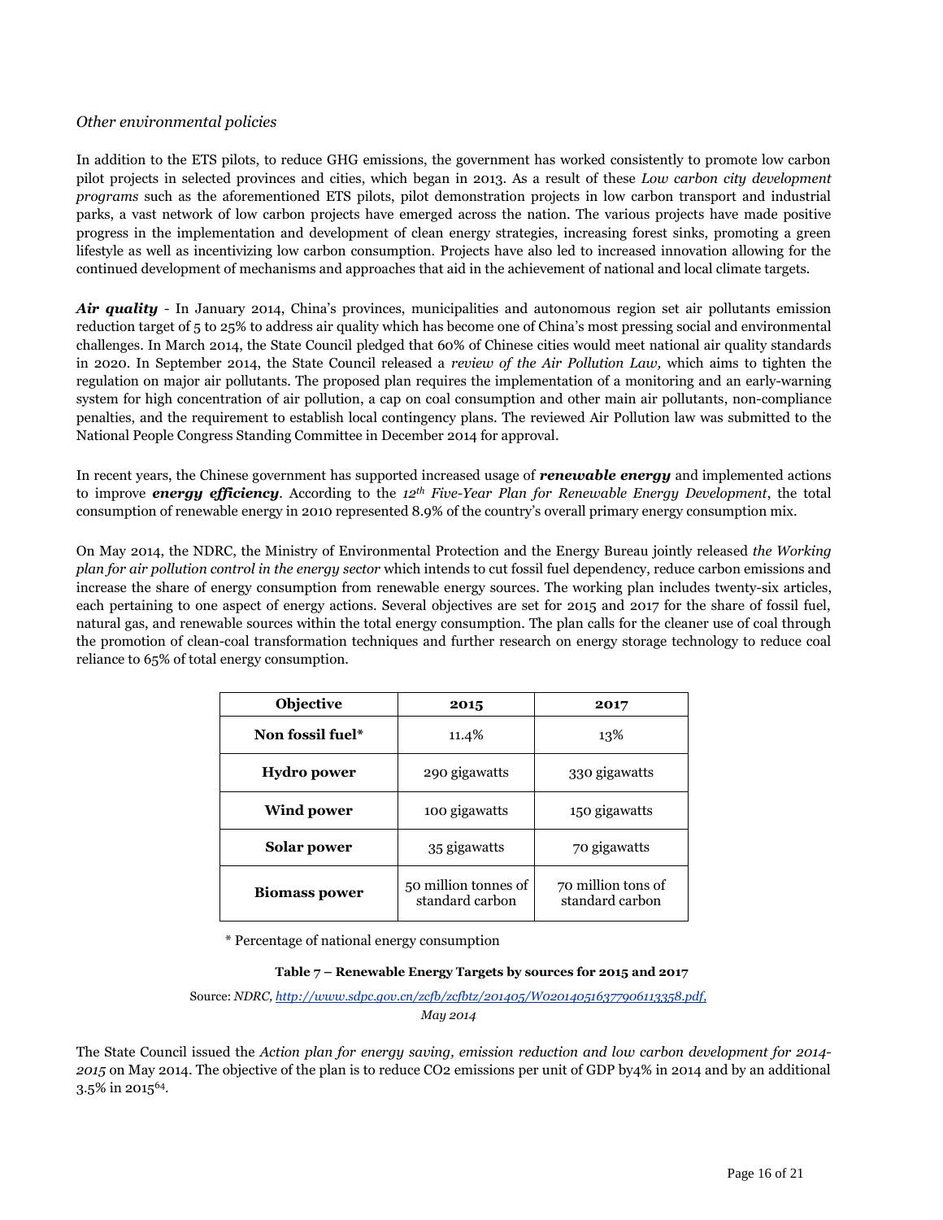### *Other environmental policies*

In addition to the ETS pilots, to reduce GHG emissions, the government has worked consistently to promote low carbon pilot projects in selected provinces and cities, which began in 2013. As a result of these *Low carbon city development programs* such as the aforementioned ETS pilots, pilot demonstration projects in low carbon transport and industrial parks, a vast network of low carbon projects have emerged across the nation. The various projects have made positive progress in the implementation and development of clean energy strategies, increasing forest sinks, promoting a green lifestyle as well as incentivizing low carbon consumption. Projects have also led to increased innovation allowing for the continued development of mechanisms and approaches that aid in the achievement of national and local climate targets.

***Air quality*** - In January 2014, China's provinces, municipalities and autonomous region set air pollutants emission reduction target of 5 to 25% to address air quality which has become one of China's most pressing social and environmental challenges. In March 2014, the State Council pledged that 60% of Chinese cities would meet national air quality standards in 2020. In September 2014, the State Council released a *review of the Air Pollution Law,* which aims to tighten the regulation on major air pollutants. The proposed plan requires the implementation of a monitoring and an early-warning system for high concentration of air pollution, a cap on coal consumption and other main air pollutants, non-compliance penalties, and the requirement to establish local contingency plans. The reviewed Air Pollution law was submitted to the National People Congress Standing Committee in December 2014 for approval.

In recent years, the Chinese government has supported increased usage of ***renewable energy*** and implemented actions to improve ***energy efficiency***. According to the *12th Five-Year Plan for Renewable Energy Development*, the total consumption of renewable energy in 2010 represented 8.9% of the country's overall primary energy consumption mix.

On May 2014, the NDRC, the Ministry of Environmental Protection and the Energy Bureau jointly released *the Working plan for air pollution control in the energy sector* which intends to cut fossil fuel dependency, reduce carbon emissions and increase the share of energy consumption from renewable energy sources. The working plan includes twenty-six articles, each pertaining to one aspect of energy actions. Several objectives are set for 2015 and 2017 for the share of fossil fuel, natural gas, and renewable sources within the total energy consumption. The plan calls for the cleaner use of coal through the promotion of clean-coal transformation techniques and further research on energy storage technology to reduce coal reliance to 65% of total energy consumption.

| Objective | 2015 | 2017 |
|---|---|---|
| **Non fossil fuel*** | 11.4% | 13% |
| **Hydro power** | 290 gigawatts | 330 gigawatts |
| **Wind power** | 100 gigawatts | 150 gigawatts |
| **Solar power** | 35 gigawatts | 70 gigawatts |
| **Biomass power** | 50 million tonnes of standard carbon | 70 million tons of standard carbon |

\* Percentage of national energy consumption

**Table 7 – Renewable Energy Targets by sources for 2015 and 2017**

Source: *NDRC, http://www.sdpc.gov.cn/zcfb/zcfbtz/201405/W020140516377906113358.pdf, May 2014*

The State Council issued the *Action plan for energy saving, emission reduction and low carbon development for 2014-2015* on May 2014. The objective of the plan is to reduce $CO_2$ emissions per unit of GDP by4% in 2014 and by an additional 3.5% in 2015[64].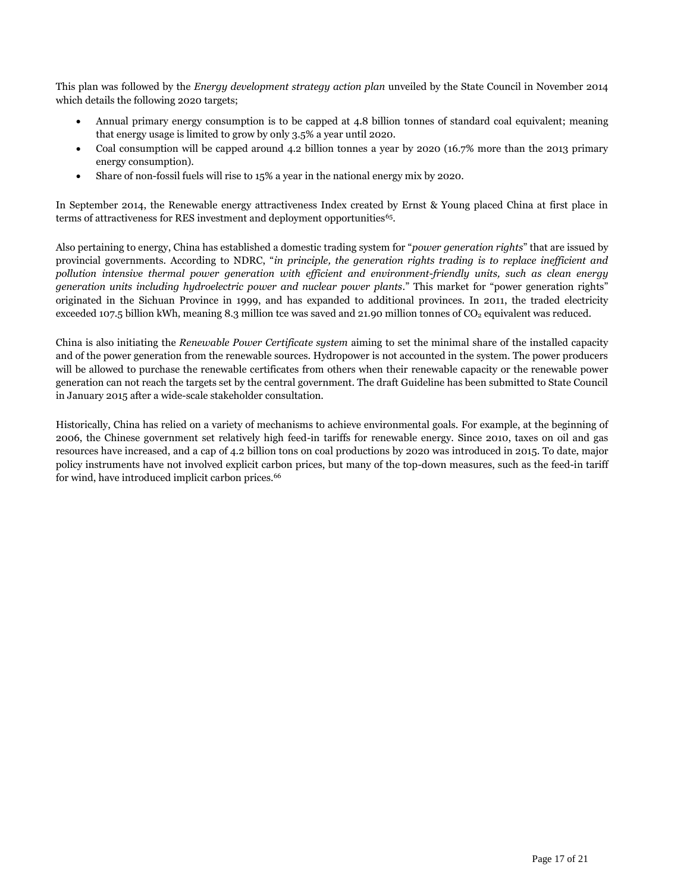This plan was followed by the *Energy development strategy action plan* unveiled by the State Council in November 2014 which details the following 2020 targets;

- Annual primary energy consumption is to be capped at 4.8 billion tonnes of standard coal equivalent; meaning that energy usage is limited to grow by only 3.5% a year until 2020.
- Coal consumption will be capped around 4.2 billion tonnes a year by 2020 (16.7% more than the 2013 primary energy consumption).
- Share of non-fossil fuels will rise to 15% a year in the national energy mix by 2020.

In September 2014, the Renewable energy attractiveness Index created by Ernst & Young placed China at first place in terms of attractiveness for RES investment and deployment opportunities[65].

Also pertaining to energy, China has established a domestic trading system for "*power generation rights*" that are issued by provincial governments. According to NDRC, "*in principle, the generation rights trading is to replace inefficient and pollution intensive thermal power generation with efficient and environment-friendly units, such as clean energy generation units including hydroelectric power and nuclear power plants*." This market for "power generation rights" originated in the Sichuan Province in 1999, and has expanded to additional provinces. In 2011, the traded electricity exceeded 107.5 billion kWh, meaning 8.3 million tce was saved and 21.90 million tonnes of $CO_2$ equivalent was reduced.

China is also initiating the *Renewable Power Certificate system* aiming to set the minimal share of the installed capacity and of the power generation from the renewable sources. Hydropower is not accounted in the system. The power producers will be allowed to purchase the renewable certificates from others when their renewable capacity or the renewable power generation can not reach the targets set by the central government. The draft Guideline has been submitted to State Council in January 2015 after a wide-scale stakeholder consultation.

Historically, China has relied on a variety of mechanisms to achieve environmental goals. For example, at the beginning of 2006, the Chinese government set relatively high feed-in tariffs for renewable energy. Since 2010, taxes on oil and gas resources have increased, and a cap of 4.2 billion tons on coal productions by 2020 was introduced in 2015. To date, major policy instruments have not involved explicit carbon prices, but many of the top-down measures, such as the feed-in tariff for wind, have introduced implicit carbon prices.[66]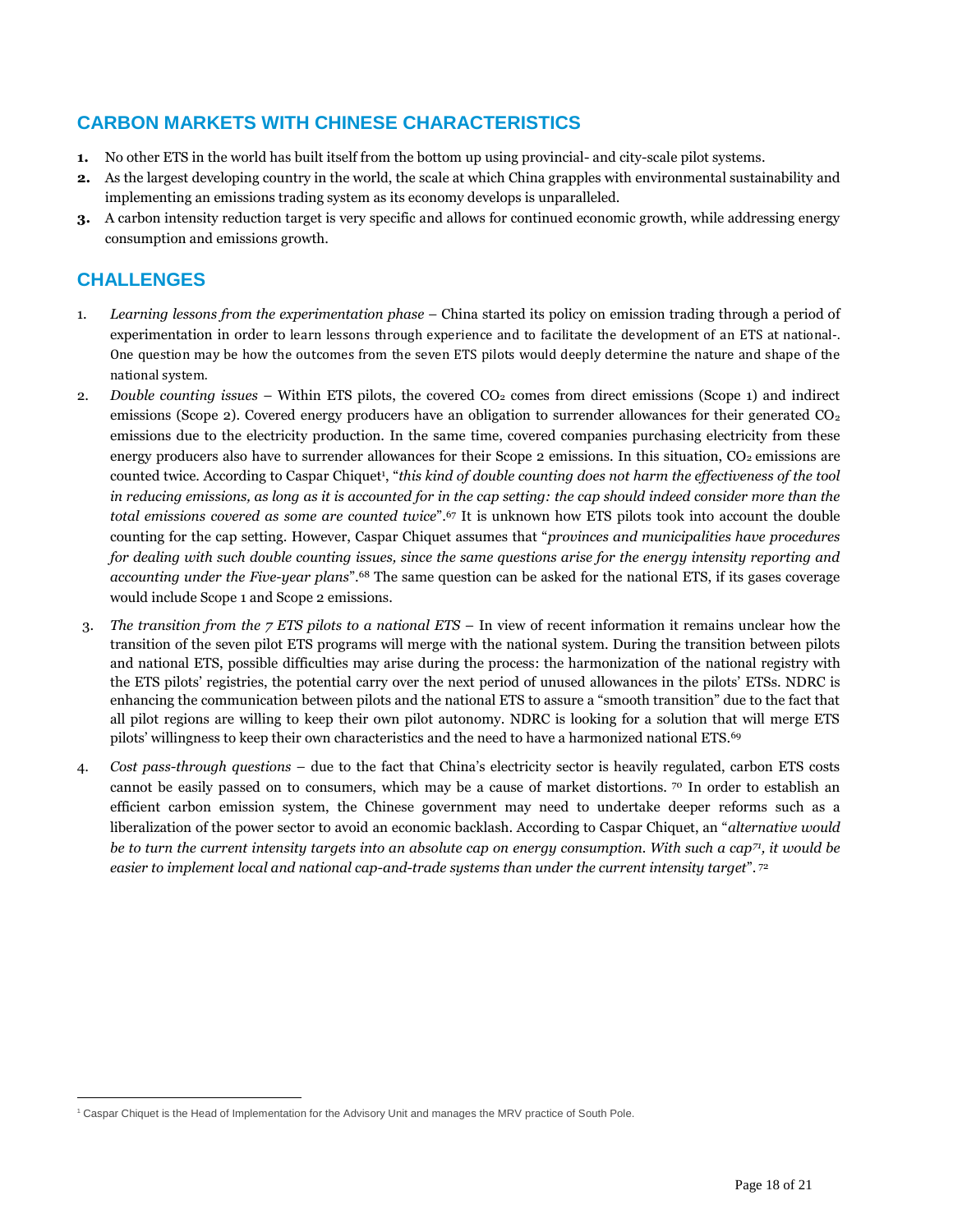## CARBON MARKETS WITH CHINESE CHARACTERISTICS

1. No other ETS in the world has built itself from the bottom up using provincial- and city-scale pilot systems.
2. As the largest developing country in the world, the scale at which China grapples with environmental sustainability and implementing an emissions trading system as its economy develops is unparalleled.
3. A carbon intensity reduction target is very specific and allows for continued economic growth, while addressing energy consumption and emissions growth.

## CHALLENGES

1. *Learning lessons from the experimentation phase* – China started its policy on emission trading through a period of experimentation in order to learn lessons through experience and to facilitate the development of an ETS at national-. One question may be how the outcomes from the seven ETS pilots would deeply determine the nature and shape of the national system.
2. *Double counting issues* – Within ETS pilots, the covered $CO_2$ comes from direct emissions (Scope 1) and indirect emissions (Scope 2). Covered energy producers have an obligation to surrender allowances for their generated $CO_2$ emissions due to the electricity production. In the same time, covered companies purchasing electricity from these energy producers also have to surrender allowances for their Scope 2 emissions. In this situation, $CO_2$ emissions are counted twice. According to Caspar Chiquet[1], "*this kind of double counting does not harm the effectiveness of the tool in reducing emissions, as long as it is accounted for in the cap setting: the cap should indeed consider more than the total emissions covered as some are counted twice*".[67] It is unknown how ETS pilots took into account the double counting for the cap setting. However, Caspar Chiquet assumes that "*provinces and municipalities have procedures for dealing with such double counting issues, since the same questions arise for the energy intensity reporting and accounting under the Five-year plans*".[68] The same question can be asked for the national ETS, if its gases coverage would include Scope 1 and Scope 2 emissions.
3. *The transition from the 7 ETS pilots to a national ETS* – In view of recent information it remains unclear how the transition of the seven pilot ETS programs will merge with the national system. During the transition between pilots and national ETS, possible difficulties may arise during the process: the harmonization of the national registry with the ETS pilots' registries, the potential carry over the next period of unused allowances in the pilots' ETSs. NDRC is enhancing the communication between pilots and the national ETS to assure a "smooth transition" due to the fact that all pilot regions are willing to keep their own pilot autonomy. NDRC is looking for a solution that will merge ETS pilots' willingness to keep their own characteristics and the need to have a harmonized national ETS.[69]
4. *Cost pass-through questions* – due to the fact that China's electricity sector is heavily regulated, carbon ETS costs cannot be easily passed on to consumers, which may be a cause of market distortions. [70] In order to establish an efficient carbon emission system, the Chinese government may need to undertake deeper reforms such as a liberalization of the power sector to avoid an economic backlash. According to Caspar Chiquet, an "*alternative would be to turn the current intensity targets into an absolute cap on energy consumption. With such a cap[71], it would be easier to implement local and national cap-and-trade systems than under the current intensity target*". [72]

---

[1] Caspar Chiquet is the Head of Implementation for the Advisory Unit and manages the MRV practice of South Pole.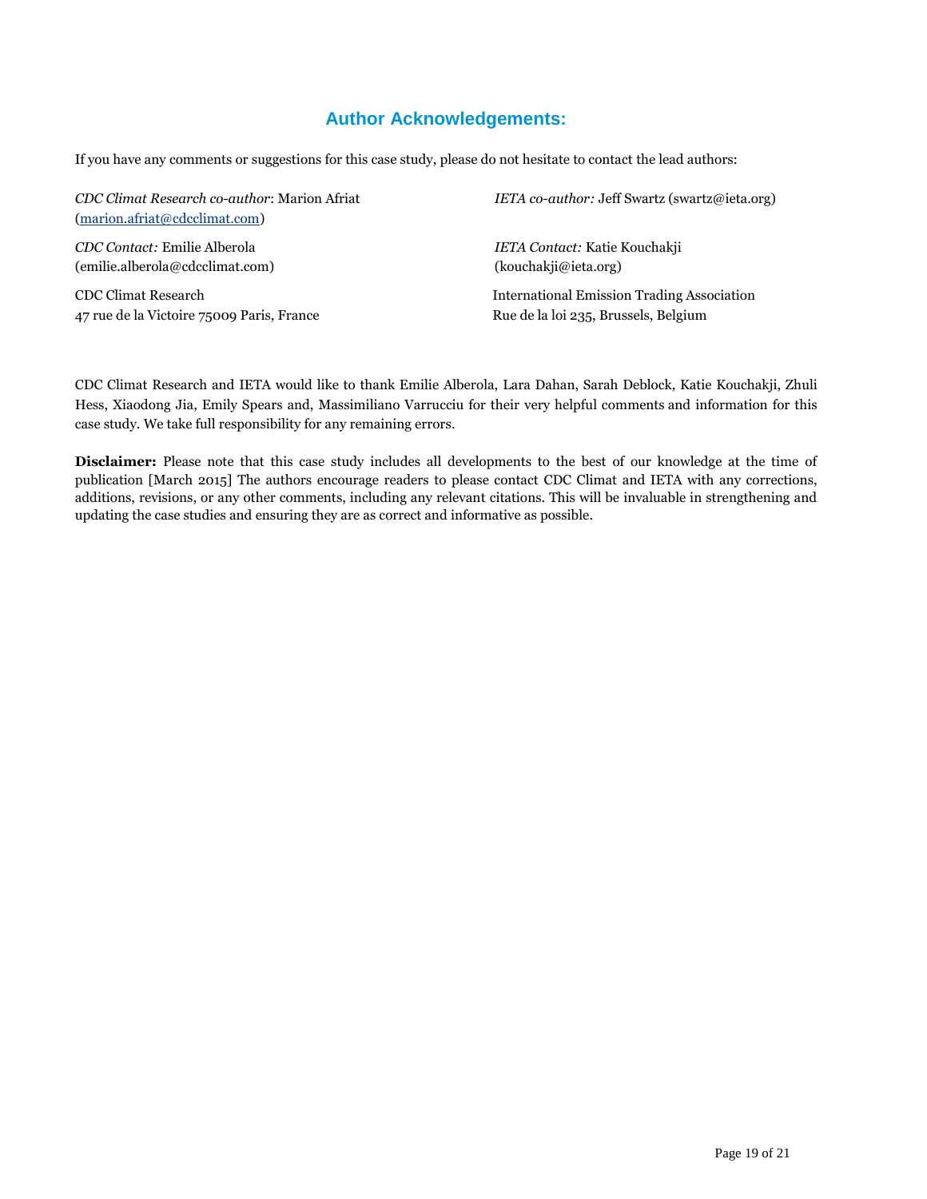## Author Acknowledgements:

If you have any comments or suggestions for this case study, please do not hesitate to contact the lead authors:

*CDC Climat Research co-author*: Marion Afriat (marion.afriat@cdcclimat.com)

*CDC Contact:* Emilie Alberola (emilie.alberola@cdcclimat.com)

CDC Climat Research
47 rue de la Victoire 75009 Paris, France

*IETA co-author:* Jeff Swartz (swartz@ieta.org)

*IETA Contact:* Katie Kouchakji (kouchakji@ieta.org)

International Emission Trading Association
Rue de la loi 235, Brussels, Belgium

CDC Climat Research and IETA would like to thank Emilie Alberola, Lara Dahan, Sarah Deblock, Katie Kouchakji, Zhuli Hess, Xiaodong Jia, Emily Spears and, Massimiliano Varrucciu for their very helpful comments and information for this case study. We take full responsibility for any remaining errors.

**Disclaimer:** Please note that this case study includes all developments to the best of our knowledge at the time of publication [March 2015] The authors encourage readers to please contact CDC Climat and IETA with any corrections, additions, revisions, or any other comments, including any relevant citations. This will be invaluable in strengthening and updating the case studies and ensuring they are as correct and informative as possible.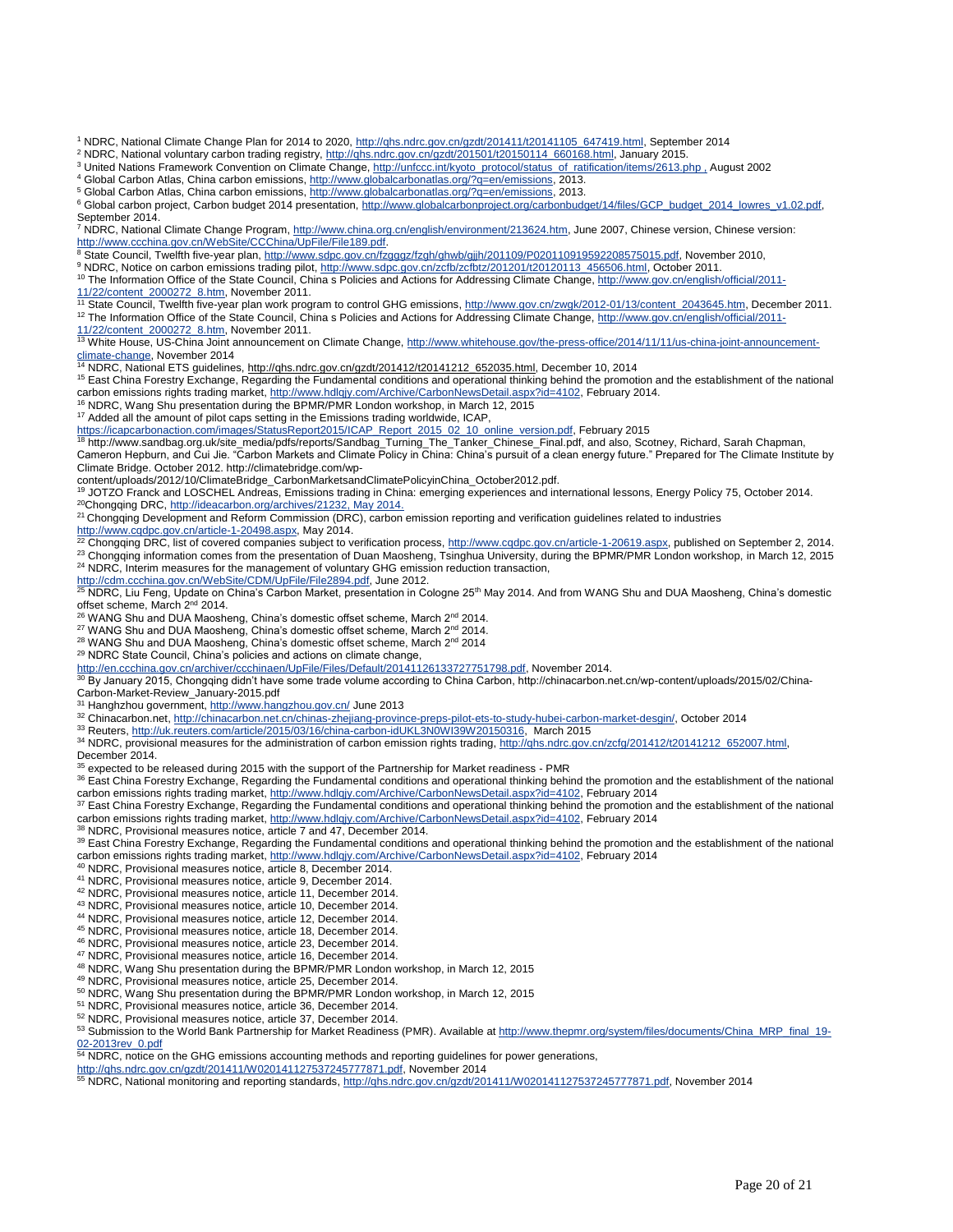[1] NDRC, National Climate Change Plan for 2014 to 2020, http://qhs.ndrc.gov.cn/gzdt/201411/t20141105_647419.html, September 2014

[2] NDRC, National voluntary carbon trading registry, http://qhs.ndrc.gov.cn/gzdt/201501/t20150114_660168.html, January 2015.

[3] United Nations Framework Convention on Climate Change, http://unfccc.int/kyoto_protocol/status_of_ratification/items/2613.php , August 2002

[4] Global Carbon Atlas, China carbon emissions, http://www.globalcarbonatlas.org/?q=en/emissions, 2013.

[5] Global Carbon Atlas, China carbon emissions, http://www.globalcarbonatlas.org/?q=en/emissions, 2013.

[6] Global carbon project, Carbon budget 2014 presentation, http://www.globalcarbonproject.org/carbonbudget/14/files/GCP_budget_2014_lowres_v1.02.pdf, September 2014.

[7] NDRC, National Climate Change Program, http://www.china.org.cn/english/environment/213624.htm, June 2007, Chinese version, Chinese version: http://www.ccchina.gov.cn/WebSite/CCChina/UpFile/File189.pdf.

[8] State Council, Twelfth five-year plan, http://www.sdpc.gov.cn/fzgggz/fzgh/ghwb/gjjh/201109/P020110919592208575015.pdf, November 2010,

[9] NDRC, Notice on carbon emissions trading pilot, http://www.sdpc.gov.cn/zcfb/zcfbtz/201201/t20120113_456506.html, October 2011.

[10] The Information Office of the State Council, China s Policies and Actions for Addressing Climate Change, http://www.gov.cn/english/official/2011-11/22/content_2000272_8.htm, November 2011.

[11] State Council, Twelfth five-year plan work program to control GHG emissions, http://www.gov.cn/zwgk/2012-01/13/content_2043645.htm, December 2011.

[12] The Information Office of the State Council, China s Policies and Actions for Addressing Climate Change, http://www.gov.cn/english/official/2011-11/22/content_2000272_8.htm, November 2011.

[13] White House, US-China Joint announcement on Climate Change, http://www.whitehouse.gov/the-press-office/2014/11/11/us-china-joint-announcement-climate-change, November 2014

[14] NDRC, National ETS guidelines, http://qhs.ndrc.gov.cn/gzdt/201412/t20141212_652035.html, December 10, 2014

[15] East China Forestry Exchange, Regarding the Fundamental conditions and operational thinking behind the promotion and the establishment of the national carbon emissions rights trading market, http://www.hdlqjy.com/Archive/CarbonNewsDetail.aspx?id=4102, February 2014.

[16] NDRC, Wang Shu presentation during the BPMR/PMR London workshop, in March 12, 2015

[17] Added all the amount of pilot caps setting in the Emissions trading worldwide, ICAP, https://icapcarbonaction.com/images/StatusReport2015/ICAP_Report_2015_02_10_online_version.pdf, February 2015

[18] http://www.sandbag.org.uk/site_media/pdfs/reports/Sandbag_Turning_The_Tanker_Chinese_Final.pdf, and also, Scotney, Richard, Sarah Chapman, Cameron Hepburn, and Cui Jie. "Carbon Markets and Climate Policy in China: China's pursuit of a clean energy future." Prepared for The Climate Institute by Climate Bridge. October 2012. http://climatebridge.com/wp-content/uploads/2012/10/ClimateBridge_CarbonMarketsandClimatePolicyinChina_October2012.pdf.

[19] JOTZO Franck and LOSCHEL Andreas, Emissions trading in China: emerging experiences and international lessons, Energy Policy 75, October 2014.

[20] Chongqing DRC, http://ideacarbon.org/archives/21232, May 2014.

[21] Chongqing Development and Reform Commission (DRC), carbon emission reporting and verification guidelines related to industries http://www.cqdpc.gov.cn/article-1-20498.aspx, May 2014.

[22] Chongqing DRC, list of covered companies subject to verification process, http://www.cqdpc.gov.cn/article-1-20619.aspx, published on September 2, 2014.

[23] Chongqing information comes from the presentation of Duan Maosheng, Tsinghua University, during the BPMR/PMR London workshop, in March 12, 2015

[24] NDRC, Interim measures for the management of voluntary GHG emission reduction transaction, http://cdm.ccchina.gov.cn/WebSite/CDM/UpFile/File2894.pdf, June 2012.

[25] NDRC, Liu Feng, Update on China's Carbon Market, presentation in Cologne 25th May 2014. And from WANG Shu and DUA Maosheng, China's domestic offset scheme, March 2nd 2014.

[26] WANG Shu and DUA Maosheng, China's domestic offset scheme, March 2nd 2014.

[27] WANG Shu and DUA Maosheng, China's domestic offset scheme, March 2nd 2014.

[28] WANG Shu and DUA Maosheng, China's domestic offset scheme, March 2nd 2014

[29] NDRC State Council, China's policies and actions on climate change, http://en.ccchina.gov.cn/archiver/ccchinaen/UpFile/Files/Default/20141126133727751798.pdf, November 2014.

[30] By January 2015, Chongqing didn't have some trade volume according to China Carbon, http://chinacarbon.net.cn/wp-content/uploads/2015/02/China-Carbon-Market-Review_January-2015.pdf

[31] Hanghzhou government, http://www.hangzhou.gov.cn/ June 2013

[32] Chinacarbon.net, http://chinacarbon.net.cn/chinas-zhejiang-province-preps-pilot-ets-to-study-hubei-carbon-market-desgin/, October 2014

[33] Reuters, http://uk.reuters.com/article/2015/03/16/china-carbon-idUKL3N0WI39W20150316, March 2015

[34] NDRC, provisional measures for the administration of carbon emission rights trading, http://qhs.ndrc.gov.cn/zcfg/201412/t20141212_652007.html, December 2014.

[35] expected to be released during 2015 with the support of the Partnership for Market readiness - PMR

[36] East China Forestry Exchange, Regarding the Fundamental conditions and operational thinking behind the promotion and the establishment of the national carbon emissions rights trading market, http://www.hdlqjy.com/Archive/CarbonNewsDetail.aspx?id=4102, February 2014

[37] East China Forestry Exchange, Regarding the Fundamental conditions and operational thinking behind the promotion and the establishment of the national carbon emissions rights trading market, http://www.hdlqjy.com/Archive/CarbonNewsDetail.aspx?id=4102, February 2014

[38] NDRC, Provisional measures notice, article 7 and 47, December 2014.

[39] East China Forestry Exchange, Regarding the Fundamental conditions and operational thinking behind the promotion and the establishment of the national carbon emissions rights trading market, http://www.hdlqjy.com/Archive/CarbonNewsDetail.aspx?id=4102, February 2014

[40] NDRC, Provisional measures notice, article 8, December 2014.

[41] NDRC, Provisional measures notice, article 9, December 2014.

[42] NDRC, Provisional measures notice, article 11, December 2014.

[43] NDRC, Provisional measures notice, article 10, December 2014.

[44] NDRC, Provisional measures notice, article 12, December 2014.

[45] NDRC, Provisional measures notice, article 18, December 2014.

[46] NDRC, Provisional measures notice, article 23, December 2014.

[47] NDRC, Provisional measures notice, article 16, December 2014.

[48] NDRC, Wang Shu presentation during the BPMR/PMR London workshop, in March 12, 2015

[49] NDRC, Provisional measures notice, article 25, December 2014.

[50] NDRC, Wang Shu presentation during the BPMR/PMR London workshop, in March 12, 2015

[51] NDRC, Provisional measures notice, article 36, December 2014.

[52] NDRC, Provisional measures notice, article 37, December 2014.

[53] Submission to the World Bank Partnership for Market Readiness (PMR). Available at http://www.thepmr.org/system/files/documents/China_MRP_final_19-02-2013rev_0.pdf

[54] NDRC, notice on the GHG emissions accounting methods and reporting guidelines for power generations, http://qhs.ndrc.gov.cn/gzdt/201411/W020141127537245777871.pdf, November 2014

[55] NDRC, National monitoring and reporting standards, http://qhs.ndrc.gov.cn/gzdt/201411/W020141127537245777871.pdf, November 2014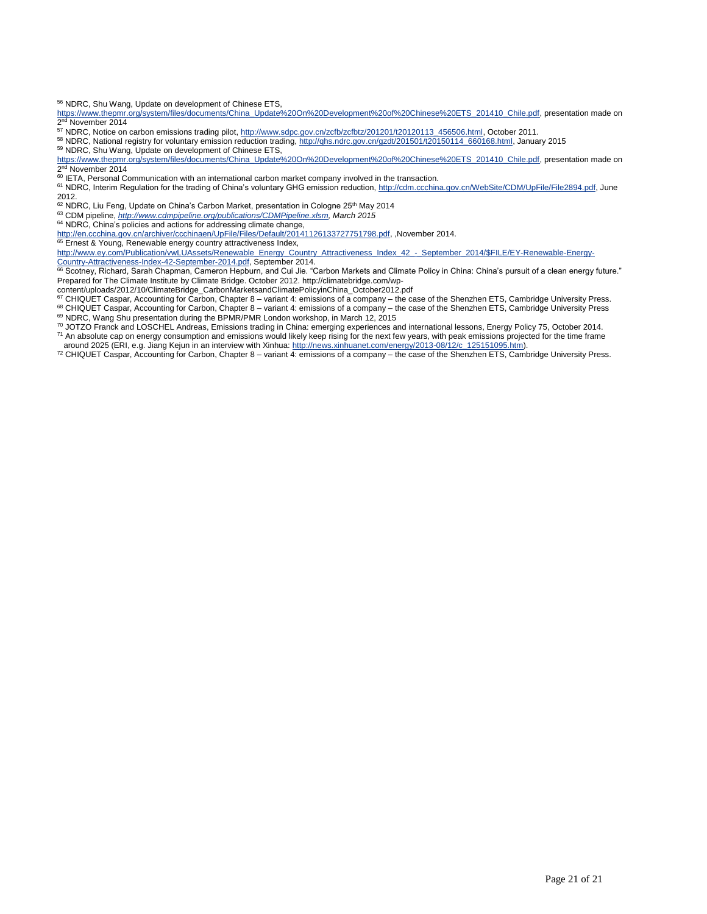[56] NDRC, Shu Wang, Update on development of Chinese ETS, https://www.thepmr.org/system/files/documents/China_Update%20On%20Development%20of%20Chinese%20ETS_201410_Chile.pdf, presentation made on 2nd November 2014

[57] NDRC, Notice on carbon emissions trading pilot, http://www.sdpc.gov.cn/zcfb/zcfbtz/201201/t20120113_456506.html, October 2011.

[58] NDRC, National registry for voluntary emission reduction trading, http://qhs.ndrc.gov.cn/gzdt/201501/t20150114_660168.html, January 2015

[59] NDRC, Shu Wang, Update on development of Chinese ETS, https://www.thepmr.org/system/files/documents/China_Update%20On%20Development%20of%20Chinese%20ETS_201410_Chile.pdf, presentation made on 2nd November 2014

[60] IETA, Personal Communication with an international carbon market company involved in the transaction.

[61] NDRC, Interim Regulation for the trading of China's voluntary GHG emission reduction, http://cdm.ccchina.gov.cn/WebSite/CDM/UpFile/File2894.pdf, June 2012.

[62] NDRC, Liu Feng, Update on China's Carbon Market, presentation in Cologne 25th May 2014

[63] CDM pipeline, *http://www.cdmpipeline.org/publications/CDMPipeline.xlsm, March 2015*

[64] NDRC, China's policies and actions for addressing climate change, http://en.ccchina.gov.cn/archiver/ccchinaen/UpFile/Files/Default/20141126133727751798.pdf, ,November 2014.

[65] Ernest & Young, Renewable energy country attractiveness Index, http://www.ey.com/Publication/vwLUAssets/Renewable_Energy_Country_Attractiveness_Index_42_-_September_2014/$FILE/EY-Renewable-Energy-Country-Attractiveness-Index-42-September-2014.pdf, September 2014.

[66] Scotney, Richard, Sarah Chapman, Cameron Hepburn, and Cui Jie. "Carbon Markets and Climate Policy in China: China's pursuit of a clean energy future." Prepared for The Climate Institute by Climate Bridge. October 2012. http://climatebridge.com/wp-content/uploads/2012/10/ClimateBridge_CarbonMarketsandClimatePolicyinChina_October2012.pdf

[67] CHIQUET Caspar, Accounting for Carbon, Chapter 8 – variant 4: emissions of a company – the case of the Shenzhen ETS, Cambridge University Press.

[68] CHIQUET Caspar, Accounting for Carbon, Chapter 8 – variant 4: emissions of a company – the case of the Shenzhen ETS, Cambridge University Press

[69] NDRC, Wang Shu presentation during the BPMR/PMR London workshop, in March 12, 2015

[70] JOTZO Franck and LOSCHEL Andreas, Emissions trading in China: emerging experiences and international lessons, Energy Policy 75, October 2014.

[71] An absolute cap on energy consumption and emissions would likely keep rising for the next few years, with peak emissions projected for the time frame around 2025 (ERI, e.g. Jiang Kejun in an interview with Xinhua: http://news.xinhuanet.com/energy/2013-08/12/c_125151095.htm).

[72] CHIQUET Caspar, Accounting for Carbon, Chapter 8 – variant 4: emissions of a company – the case of the Shenzhen ETS, Cambridge University Press.